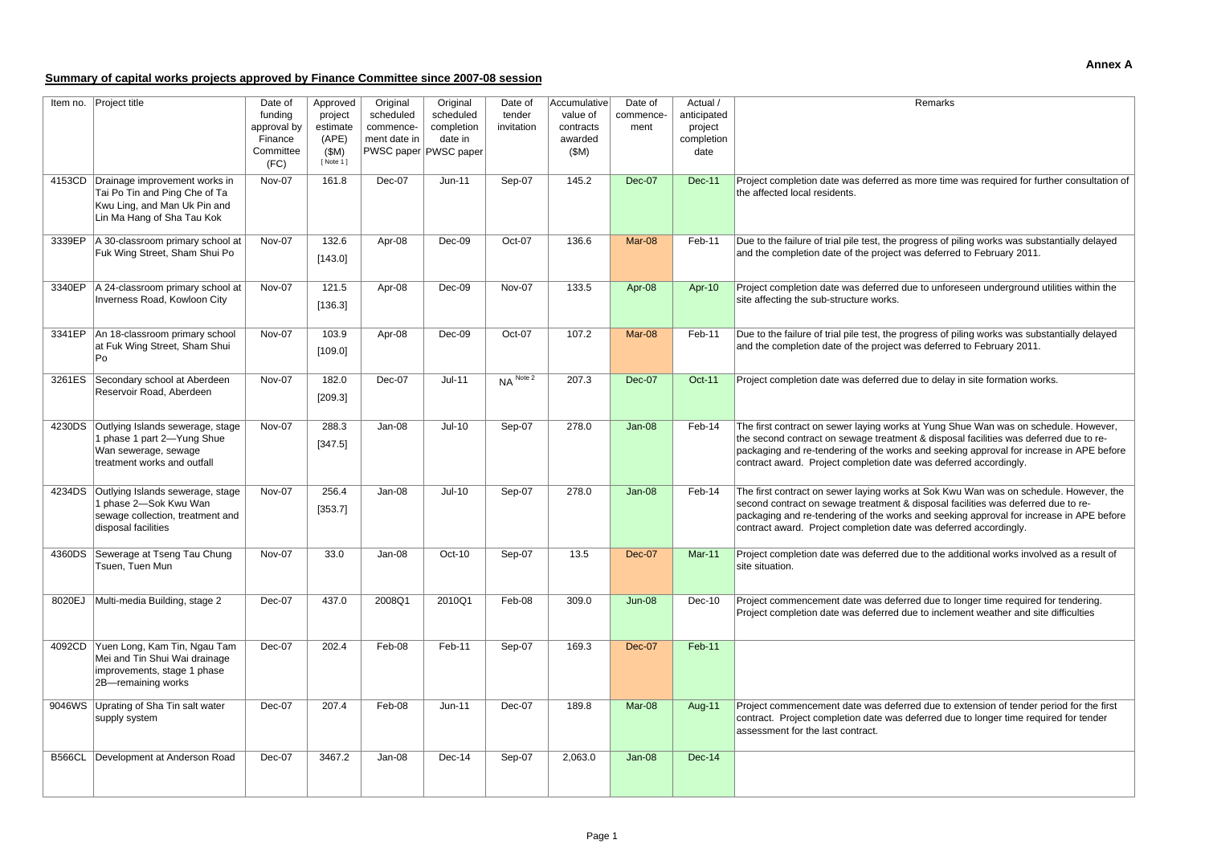**Annex A**

## Summary of capital works projects approved by Finance Committee since 2007-08 session

| Item no. | Project title | Date of funding approval by Finance Committee (FC) | Approved project estimate (APE) ($M) [ Note 1 ] | Original scheduled commence-ment date in PWSC paper | Original scheduled completion date in PWSC paper | Date of tender invitation | Accumulative value of contracts awarded ($M) | Date of commence-ment | Actual / anticipated project completion date | Remarks |
|---|---|---|---|---|---|---|---|---|---|---|
| 4153CD | Drainage improvement works in Tai Po Tin and Ping Che of Ta Kwu Ling, and Man Uk Pin and Lin Ma Hang of Sha Tau Kok | Nov-07 | 161.8 | Dec-07 | Jun-11 | Sep-07 | 145.2 | Dec-07 | Dec-11 | Project completion date was deferred as more time was required for further consultation of the affected local residents. |
| 3339EP | A 30-classroom primary school at Fuk Wing Street, Sham Shui Po | Nov-07 | 132.6 [143.0] | Apr-08 | Dec-09 | Oct-07 | 136.6 | Mar-08 | Feb-11 | Due to the failure of trial pile test, the progress of piling works was substantially delayed and the completion date of the project was deferred to February 2011. |
| 3340EP | A 24-classroom primary school at Inverness Road, Kowloon City | Nov-07 | 121.5 [136.3] | Apr-08 | Dec-09 | Nov-07 | 133.5 | Apr-08 | Apr-10 | Project completion date was deferred due to unforeseen underground utilities within the site affecting the sub-structure works. |
| 3341EP | An 18-classroom primary school at Fuk Wing Street, Sham Shui Po | Nov-07 | 103.9 [109.0] | Apr-08 | Dec-09 | Oct-07 | 107.2 | Mar-08 | Feb-11 | Due to the failure of trial pile test, the progress of piling works was substantially delayed and the completion date of the project was deferred to February 2011. |
| 3261ES | Secondary school at Aberdeen Reservoir Road, Aberdeen | Nov-07 | 182.0 [209.3] | Dec-07 | Jul-11 | NA Note 2 | 207.3 | Dec-07 | Oct-11 | Project completion date was deferred due to delay in site formation works. |
| 4230DS | Outlying Islands sewerage, stage 1 phase 1 part 2—Yung Shue Wan sewerage, sewage treatment works and outfall | Nov-07 | 288.3 [347.5] | Jan-08 | Jul-10 | Sep-07 | 278.0 | Jan-08 | Feb-14 | The first contract on sewer laying works at Yung Shue Wan was on schedule. However, the second contract on sewage treatment & disposal facilities was deferred due to re-packaging and re-tendering of the works and seeking approval for increase in APE before contract award. Project completion date was deferred accordingly. |
| 4234DS | Outlying Islands sewerage, stage 1 phase 2—Sok Kwu Wan sewage collection, treatment and disposal facilities | Nov-07 | 256.4 [353.7] | Jan-08 | Jul-10 | Sep-07 | 278.0 | Jan-08 | Feb-14 | The first contract on sewer laying works at Sok Kwu Wan was on schedule. However, the second contract on sewage treatment & disposal facilities was deferred due to re-packaging and re-tendering of the works and seeking approval for increase in APE before contract award. Project completion date was deferred accordingly. |
| 4360DS | Sewerage at Tseng Tau Chung Tsuen, Tuen Mun | Nov-07 | 33.0 | Jan-08 | Oct-10 | Sep-07 | 13.5 | Dec-07 | Mar-11 | Project completion date was deferred due to the additional works involved as a result of site situation. |
| 8020EJ | Multi-media Building, stage 2 | Dec-07 | 437.0 | 2008Q1 | 2010Q1 | Feb-08 | 309.0 | Jun-08 | Dec-10 | Project commencement date was deferred due to longer time required for tendering. Project completion date was deferred due to inclement weather and site difficulties |
| 4092CD | Yuen Long, Kam Tin, Ngau Tam Mei and Tin Shui Wai drainage improvements, stage 1 phase 2B—remaining works | Dec-07 | 202.4 | Feb-08 | Feb-11 | Sep-07 | 169.3 | Dec-07 | Feb-11 | |
| 9046WS | Uprating of Sha Tin salt water supply system | Dec-07 | 207.4 | Feb-08 | Jun-11 | Dec-07 | 189.8 | Mar-08 | Aug-11 | Project commencement date was deferred due to extension of tender period for the first contract. Project completion date was deferred due to longer time required for tender assessment for the last contract. |
| B566CL | Development at Anderson Road | Dec-07 | 3467.2 | Jan-08 | Dec-14 | Sep-07 | 2,063.0 | Jan-08 | Dec-14 | |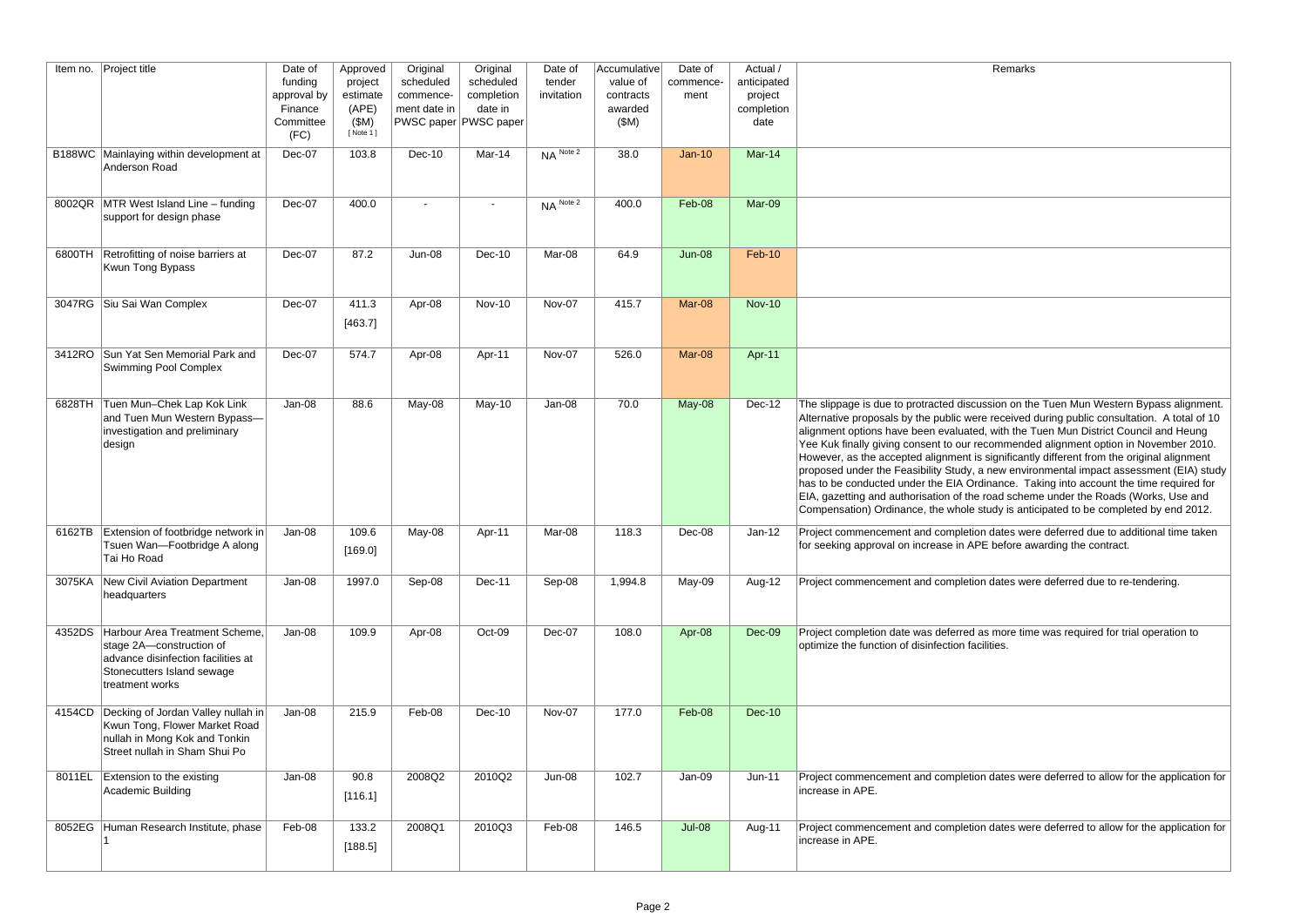| Item no. | Project title | Date of funding approval by Finance Committee (FC) | Approved project estimate (APE) ($M) [ Note 1 ] | Original scheduled commence-ment date in PWSC paper | Original scheduled completion date in PWSC paper | Date of tender invitation | Accumulative value of contracts awarded ($M) | Date of commence-ment | Actual / anticipated project completion date | Remarks |
|---|---|---|---|---|---|---|---|---|---|---|
| B188WC | Mainlaying within development at Anderson Road | Dec-07 | 103.8 | Dec-10 | Mar-14 | NA Note 2 | 38.0 | Jan-10 | Mar-14 | |
| 8002QR | MTR West Island Line – funding support for design phase | Dec-07 | 400.0 | - | - | NA Note 2 | 400.0 | Feb-08 | Mar-09 | |
| 6800TH | Retrofitting of noise barriers at Kwun Tong Bypass | Dec-07 | 87.2 | Jun-08 | Dec-10 | Mar-08 | 64.9 | Jun-08 | Feb-10 | |
| 3047RG | Siu Sai Wan Complex | Dec-07 | 411.3 [463.7] | Apr-08 | Nov-10 | Nov-07 | 415.7 | Mar-08 | Nov-10 | |
| 3412RO | Sun Yat Sen Memorial Park and Swimming Pool Complex | Dec-07 | 574.7 | Apr-08 | Apr-11 | Nov-07 | 526.0 | Mar-08 | Apr-11 | |
| 6828TH | Tuen Mun–Chek Lap Kok Link and Tuen Mun Western Bypass—investigation and preliminary design | Jan-08 | 88.6 | May-08 | May-10 | Jan-08 | 70.0 | May-08 | Dec-12 | The slippage is due to protracted discussion on the Tuen Mun Western Bypass alignment. Alternative proposals by the public were received during public consultation. A total of 10 alignment options have been evaluated, with the Tuen Mun District Council and Heung Yee Kuk finally giving consent to our recommended alignment option in November 2010. However, as the accepted alignment is significantly different from the original alignment proposed under the Feasibility Study, a new environmental impact assessment (EIA) study has to be conducted under the EIA Ordinance. Taking into account the time required for EIA, gazetting and authorisation of the road scheme under the Roads (Works, Use and Compensation) Ordinance, the whole study is anticipated to be completed by end 2012. |
| 6162TB | Extension of footbridge network in Tsuen Wan—Footbridge A along Tai Ho Road | Jan-08 | 109.6 [169.0] | May-08 | Apr-11 | Mar-08 | 118.3 | Dec-08 | Jan-12 | Project commencement and completion dates were deferred due to additional time taken for seeking approval on increase in APE before awarding the contract. |
| 3075KA | New Civil Aviation Department headquarters | Jan-08 | 1997.0 | Sep-08 | Dec-11 | Sep-08 | 1,994.8 | May-09 | Aug-12 | Project commencement and completion dates were deferred due to re-tendering. |
| 4352DS | Harbour Area Treatment Scheme, stage 2A—construction of advance disinfection facilities at Stonecutters Island sewage treatment works | Jan-08 | 109.9 | Apr-08 | Oct-09 | Dec-07 | 108.0 | Apr-08 | Dec-09 | Project completion date was deferred as more time was required for trial operation to optimize the function of disinfection facilities. |
| 4154CD | Decking of Jordan Valley nullah in Kwun Tong, Flower Market Road nullah in Mong Kok and Tonkin Street nullah in Sham Shui Po | Jan-08 | 215.9 | Feb-08 | Dec-10 | Nov-07 | 177.0 | Feb-08 | Dec-10 | |
| 8011EL | Extension to the existing Academic Building | Jan-08 | 90.8 [116.1] | 2008Q2 | 2010Q2 | Jun-08 | 102.7 | Jan-09 | Jun-11 | Project commencement and completion dates were deferred to allow for the application for increase in APE. |
| 8052EG | Human Research Institute, phase 1 | Feb-08 | 133.2 [188.5] | 2008Q1 | 2010Q3 | Feb-08 | 146.5 | Jul-08 | Aug-11 | Project commencement and completion dates were deferred to allow for the application for increase in APE. |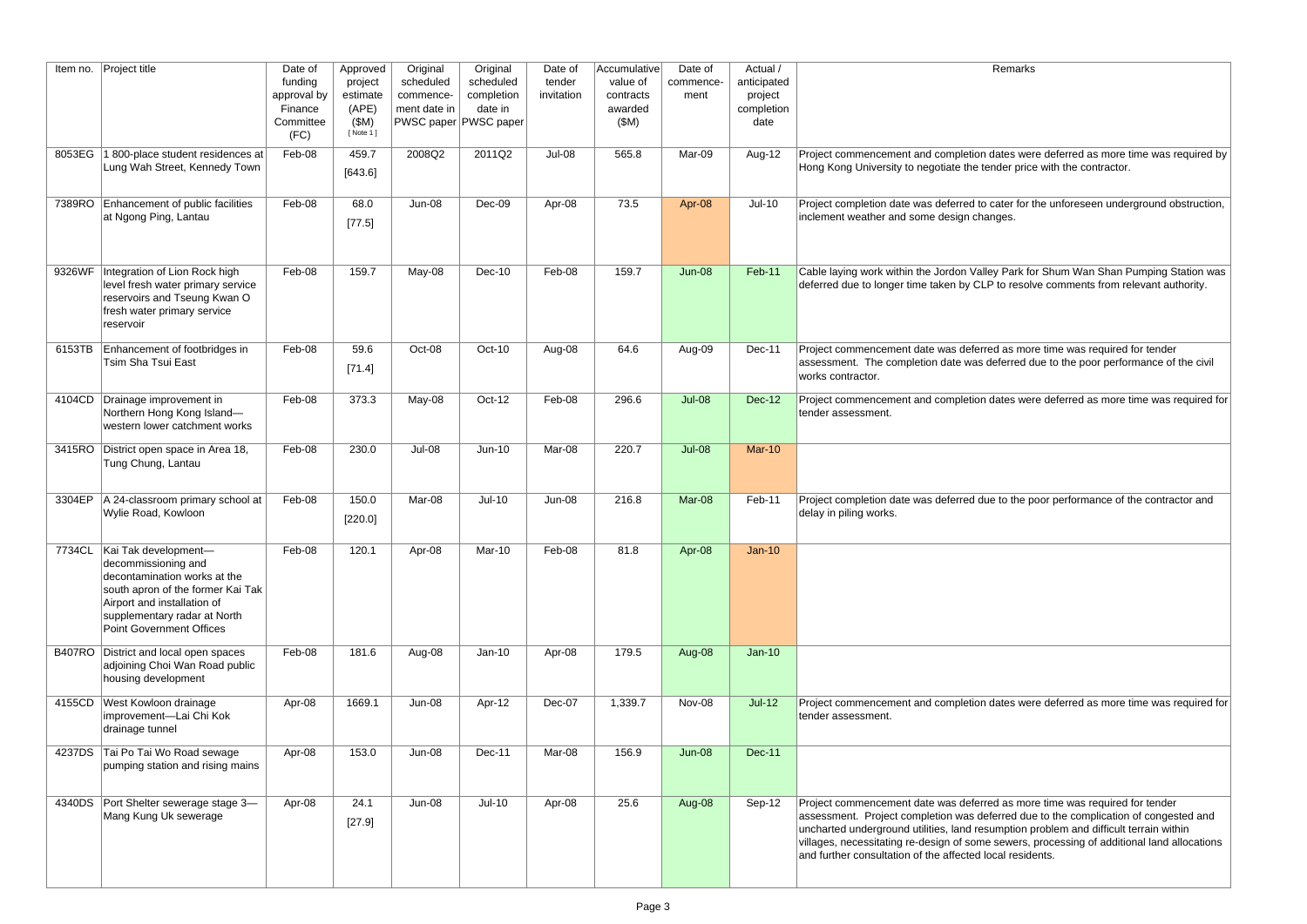| Item no. | Project title | Date of funding approval by Finance Committee (FC) | Approved project estimate (APE) ($M) [ Note 1 ] | Original scheduled commence-ment date in PWSC paper | Original scheduled completion date in PWSC paper | Date of tender invitation | Accumulative value of contracts awarded ($M) | Date of commence-ment | Actual / anticipated project completion date | Remarks |
|---|---|---|---|---|---|---|---|---|---|---|
| 8053EG | 1 800-place student residences at Lung Wah Street, Kennedy Town | Feb-08 | 459.7 [643.6] | 2008Q2 | 2011Q2 | Jul-08 | 565.8 | Mar-09 | Aug-12 | Project commencement and completion dates were deferred as more time was required by Hong Kong University to negotiate the tender price with the contractor. |
| 7389RO | Enhancement of public facilities at Ngong Ping, Lantau | Feb-08 | 68.0 [77.5] | Jun-08 | Dec-09 | Apr-08 | 73.5 | Apr-08 | Jul-10 | Project completion date was deferred to cater for the unforeseen underground obstruction, inclement weather and some design changes. |
| 9326WF | Integration of Lion Rock high level fresh water primary service reservoirs and Tseung Kwan O fresh water primary service reservoir | Feb-08 | 159.7 | May-08 | Dec-10 | Feb-08 | 159.7 | Jun-08 | Feb-11 | Cable laying work within the Jordon Valley Park for Shum Wan Shan Pumping Station was deferred due to longer time taken by CLP to resolve comments from relevant authority. |
| 6153TB | Enhancement of footbridges in Tsim Sha Tsui East | Feb-08 | 59.6 [71.4] | Oct-08 | Oct-10 | Aug-08 | 64.6 | Aug-09 | Dec-11 | Project commencement date was deferred as more time was required for tender assessment. The completion date was deferred due to the poor performance of the civil works contractor. |
| 4104CD | Drainage improvement in Northern Hong Kong Island—western lower catchment works | Feb-08 | 373.3 | May-08 | Oct-12 | Feb-08 | 296.6 | Jul-08 | Dec-12 | Project commencement and completion dates were deferred as more time was required for tender assessment. |
| 3415RO | District open space in Area 18, Tung Chung, Lantau | Feb-08 | 230.0 | Jul-08 | Jun-10 | Mar-08 | 220.7 | Jul-08 | Mar-10 | |
| 3304EP | A 24-classroom primary school at Wylie Road, Kowloon | Feb-08 | 150.0 [220.0] | Mar-08 | Jul-10 | Jun-08 | 216.8 | Mar-08 | Feb-11 | Project completion date was deferred due to the poor performance of the contractor and delay in piling works. |
| 7734CL | Kai Tak development—decommissioning and decontamination works at the south apron of the former Kai Tak Airport and installation of supplementary radar at North Point Government Offices | Feb-08 | 120.1 | Apr-08 | Mar-10 | Feb-08 | 81.8 | Apr-08 | Jan-10 | |
| B407RO | District and local open spaces adjoining Choi Wan Road public housing development | Feb-08 | 181.6 | Aug-08 | Jan-10 | Apr-08 | 179.5 | Aug-08 | Jan-10 | |
| 4155CD | West Kowloon drainage improvement—Lai Chi Kok drainage tunnel | Apr-08 | 1669.1 | Jun-08 | Apr-12 | Dec-07 | 1,339.7 | Nov-08 | Jul-12 | Project commencement and completion dates were deferred as more time was required for tender assessment. |
| 4237DS | Tai Po Tai Wo Road sewage pumping station and rising mains | Apr-08 | 153.0 | Jun-08 | Dec-11 | Mar-08 | 156.9 | Jun-08 | Dec-11 | |
| 4340DS | Port Shelter sewerage stage 3—Mang Kung Uk sewerage | Apr-08 | 24.1 [27.9] | Jun-08 | Jul-10 | Apr-08 | 25.6 | Aug-08 | Sep-12 | Project commencement date was deferred as more time was required for tender assessment. Project completion was deferred due to the complication of congested and uncharted underground utilities, land resumption problem and difficult terrain within villages, necessitating re-design of some sewers, processing of additional land allocations and further consultation of the affected local residents. |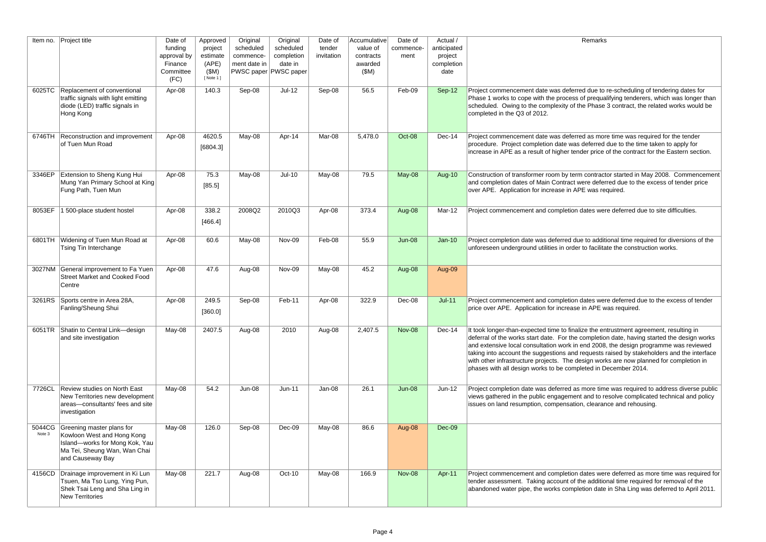| Item no. | Project title | Date of funding approval by Finance Committee (FC) | Approved project estimate (APE) ($M) [ Note 1 ] | Original scheduled commence-ment date in PWSC paper | Original scheduled completion date in PWSC paper | Date of tender invitation | Accumulative value of contracts awarded ($M) | Date of commence-ment | Actual / anticipated project completion date | Remarks |
|---|---|---|---|---|---|---|---|---|---|---|
| 6025TC | Replacement of conventional traffic signals with light emitting diode (LED) traffic signals in Hong Kong | Apr-08 | 140.3 | Sep-08 | Jul-12 | Sep-08 | 56.5 | Feb-09 | Sep-12 | Project commencement date was deferred due to re-scheduling of tendering dates for Phase 1 works to cope with the process of prequalifying tenderers, which was longer than scheduled. Owing to the complexity of the Phase 3 contract, the related works would be completed in the Q3 of 2012. |
| 6746TH | Reconstruction and improvement of Tuen Mun Road | Apr-08 | 4620.5 [6804.3] | May-08 | Apr-14 | Mar-08 | 5,478.0 | Oct-08 | Dec-14 | Project commencement date was deferred as more time was required for the tender procedure. Project completion date was deferred due to the time taken to apply for increase in APE as a result of higher tender price of the contract for the Eastern section. |
| 3346EP | Extension to Sheng Kung Hui Mung Yan Primary School at King Fung Path, Tuen Mun | Apr-08 | 75.3 [85.5] | May-08 | Jul-10 | May-08 | 79.5 | May-08 | Aug-10 | Construction of transformer room by term contractor started in May 2008. Commencement and completion dates of Main Contract were deferred due to the excess of tender price over APE. Application for increase in APE was required. |
| 8053EF | 1 500-place student hostel | Apr-08 | 338.2 [466.4] | 2008Q2 | 2010Q3 | Apr-08 | 373.4 | Aug-08 | Mar-12 | Project commencement and completion dates were deferred due to site difficulties. |
| 6801TH | Widening of Tuen Mun Road at Tsing Tin Interchange | Apr-08 | 60.6 | May-08 | Nov-09 | Feb-08 | 55.9 | Jun-08 | Jan-10 | Project completion date was deferred due to additional time required for diversions of the unforeseen underground utilities in order to facilitate the construction works. |
| 3027NM | General improvement to Fa Yuen Street Market and Cooked Food Centre | Apr-08 | 47.6 | Aug-08 | Nov-09 | May-08 | 45.2 | Aug-08 | Aug-09 | |
| 3261RS | Sports centre in Area 28A, Fanling/Sheung Shui | Apr-08 | 249.5 [360.0] | Sep-08 | Feb-11 | Apr-08 | 322.9 | Dec-08 | Jul-11 | Project commencement and completion dates were deferred due to the excess of tender price over APE. Application for increase in APE was required. |
| 6051TR | Shatin to Central Link—design and site investigation | May-08 | 2407.5 | Aug-08 | 2010 | Aug-08 | 2,407.5 | Nov-08 | Dec-14 | It took longer-than-expected time to finalize the entrustment agreement, resulting in deferral of the works start date. For the completion date, having started the design works and extensive local consultation work in end 2008, the design programme was reviewed taking into account the suggestions and requests raised by stakeholders and the interface with other infrastructure projects. The design works are now planned for completion in phases with all design works to be completed in December 2014. |
| 7726CL | Review studies on North East New Territories new development areas—consultants' fees and site investigation | May-08 | 54.2 | Jun-08 | Jun-11 | Jan-08 | 26.1 | Jun-08 | Jun-12 | Project completion date was deferred as more time was required to address diverse public views gathered in the public engagement and to resolve complicated technical and policy issues on land resumption, compensation, clearance and rehousing. |
| 5044CG Note 3 | Greening master plans for Kowloon West and Hong Kong Island—works for Mong Kok, Yau Ma Tei, Sheung Wan, Wan Chai and Causeway Bay | May-08 | 126.0 | Sep-08 | Dec-09 | May-08 | 86.6 | Aug-08 | Dec-09 | |
| 4156CD | Drainage improvement in Ki Lun Tsuen, Ma Tso Lung, Ying Pun, Shek Tsai Leng and Sha Ling in New Territories | May-08 | 221.7 | Aug-08 | Oct-10 | May-08 | 166.9 | Nov-08 | Apr-11 | Project commencement and completion dates were deferred as more time was required for tender assessment. Taking account of the additional time required for removal of the abandoned water pipe, the works completion date in Sha Ling was deferred to April 2011. |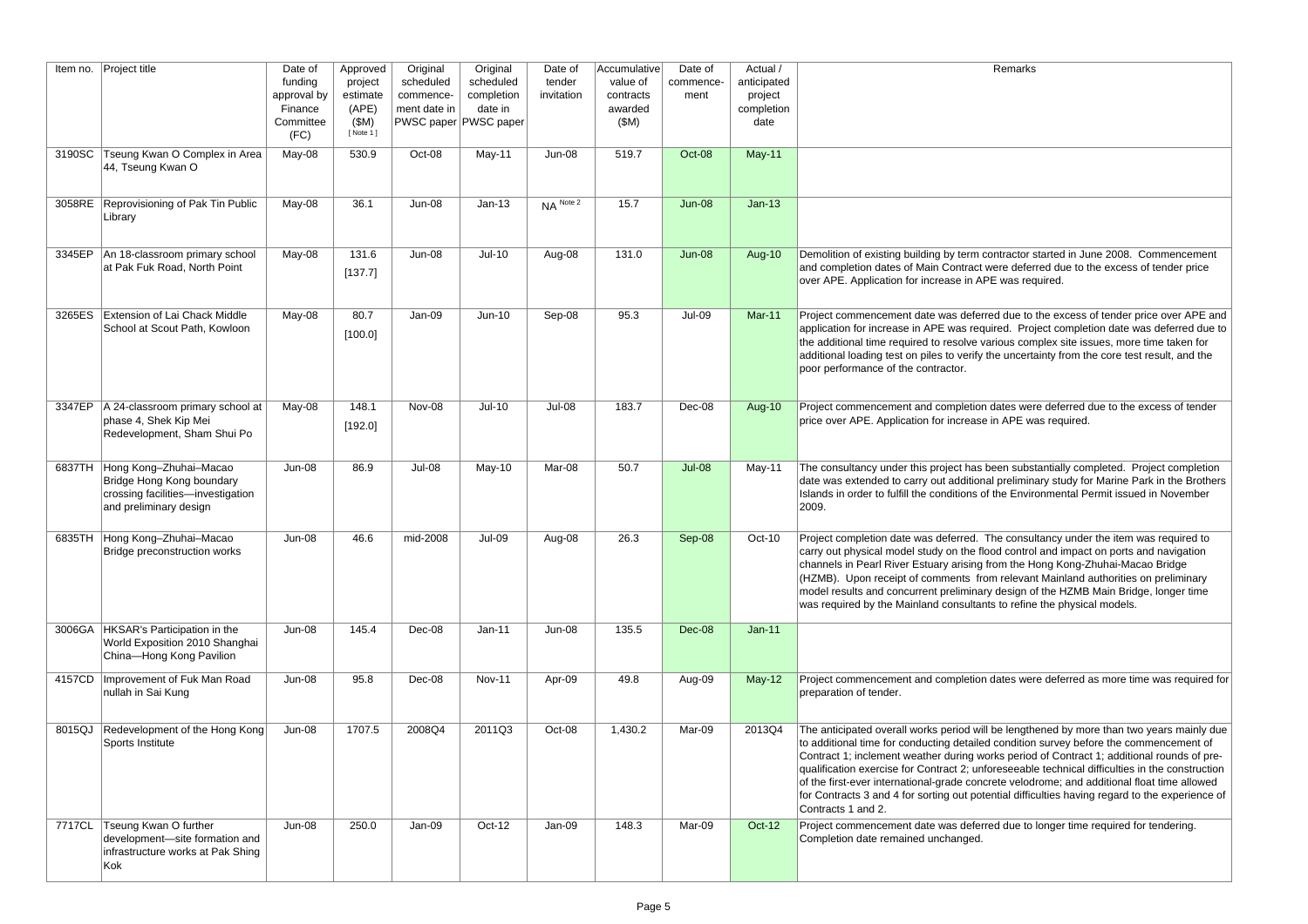| Item no. | Project title | Date of funding approval by Finance Committee (FC) | Approved project estimate (APE) ($M) [ Note 1 ] | Original scheduled commence-ment date in PWSC paper | Original scheduled completion date in PWSC paper | Date of tender invitation | Accumulative value of contracts awarded ($M) | Date of commence-ment | Actual / anticipated project completion date | Remarks |
|---|---|---|---|---|---|---|---|---|---|---|
| 3190SC | Tseung Kwan O Complex in Area 44, Tseung Kwan O | May-08 | 530.9 | Oct-08 | May-11 | Jun-08 | 519.7 | Oct-08 | May-11 | |
| 3058RE | Reprovisioning of Pak Tin Public Library | May-08 | 36.1 | Jun-08 | Jan-13 | NA Note 2 | 15.7 | Jun-08 | Jan-13 | |
| 3345EP | An 18-classroom primary school at Pak Fuk Road, North Point | May-08 | 131.6 [137.7] | Jun-08 | Jul-10 | Aug-08 | 131.0 | Jun-08 | Aug-10 | Demolition of existing building by term contractor started in June 2008. Commencement and completion dates of Main Contract were deferred due to the excess of tender price over APE. Application for increase in APE was required. |
| 3265ES | Extension of Lai Chack Middle School at Scout Path, Kowloon | May-08 | 80.7 [100.0] | Jan-09 | Jun-10 | Sep-08 | 95.3 | Jul-09 | Mar-11 | Project commencement date was deferred due to the excess of tender price over APE and application for increase in APE was required. Project completion date was deferred due to the additional time required to resolve various complex site issues, more time taken for additional loading test on piles to verify the uncertainty from the core test result, and the poor performance of the contractor. |
| 3347EP | A 24-classroom primary school at phase 4, Shek Kip Mei Redevelopment, Sham Shui Po | May-08 | 148.1 [192.0] | Nov-08 | Jul-10 | Jul-08 | 183.7 | Dec-08 | Aug-10 | Project commencement and completion dates were deferred due to the excess of tender price over APE. Application for increase in APE was required. |
| 6837TH | Hong Kong–Zhuhai–Macao Bridge Hong Kong boundary crossing facilities—investigation and preliminary design | Jun-08 | 86.9 | Jul-08 | May-10 | Mar-08 | 50.7 | Jul-08 | May-11 | The consultancy under this project has been substantially completed. Project completion date was extended to carry out additional preliminary study for Marine Park in the Brothers Islands in order to fulfill the conditions of the Environmental Permit issued in November 2009. |
| 6835TH | Hong Kong–Zhuhai–Macao Bridge preconstruction works | Jun-08 | 46.6 | mid-2008 | Jul-09 | Aug-08 | 26.3 | Sep-08 | Oct-10 | Project completion date was deferred. The consultancy under the item was required to carry out physical model study on the flood control and impact on ports and navigation channels in Pearl River Estuary arising from the Hong Kong-Zhuhai-Macao Bridge (HZMB). Upon receipt of comments from relevant Mainland authorities on preliminary model results and concurrent preliminary design of the HZMB Main Bridge, longer time was required by the Mainland consultants to refine the physical models. |
| 3006GA | HKSAR's Participation in the World Exposition 2010 Shanghai China—Hong Kong Pavilion | Jun-08 | 145.4 | Dec-08 | Jan-11 | Jun-08 | 135.5 | Dec-08 | Jan-11 | |
| 4157CD | Improvement of Fuk Man Road nullah in Sai Kung | Jun-08 | 95.8 | Dec-08 | Nov-11 | Apr-09 | 49.8 | Aug-09 | May-12 | Project commencement and completion dates were deferred as more time was required for preparation of tender. |
| 8015QJ | Redevelopment of the Hong Kong Sports Institute | Jun-08 | 1707.5 | 2008Q4 | 2011Q3 | Oct-08 | 1,430.2 | Mar-09 | 2013Q4 | The anticipated overall works period will be lengthened by more than two years mainly due to additional time for conducting detailed condition survey before the commencement of Contract 1; inclement weather during works period of Contract 1; additional rounds of pre-qualification exercise for Contract 2; unforeseeable technical difficulties in the construction of the first-ever international-grade concrete velodrome; and additional float time allowed for Contracts 3 and 4 for sorting out potential difficulties having regard to the experience of Contracts 1 and 2. |
| 7717CL | Tseung Kwan O further development—site formation and infrastructure works at Pak Shing Kok | Jun-08 | 250.0 | Jan-09 | Oct-12 | Jan-09 | 148.3 | Mar-09 | Oct-12 | Project commencement date was deferred due to longer time required for tendering. Completion date remained unchanged. |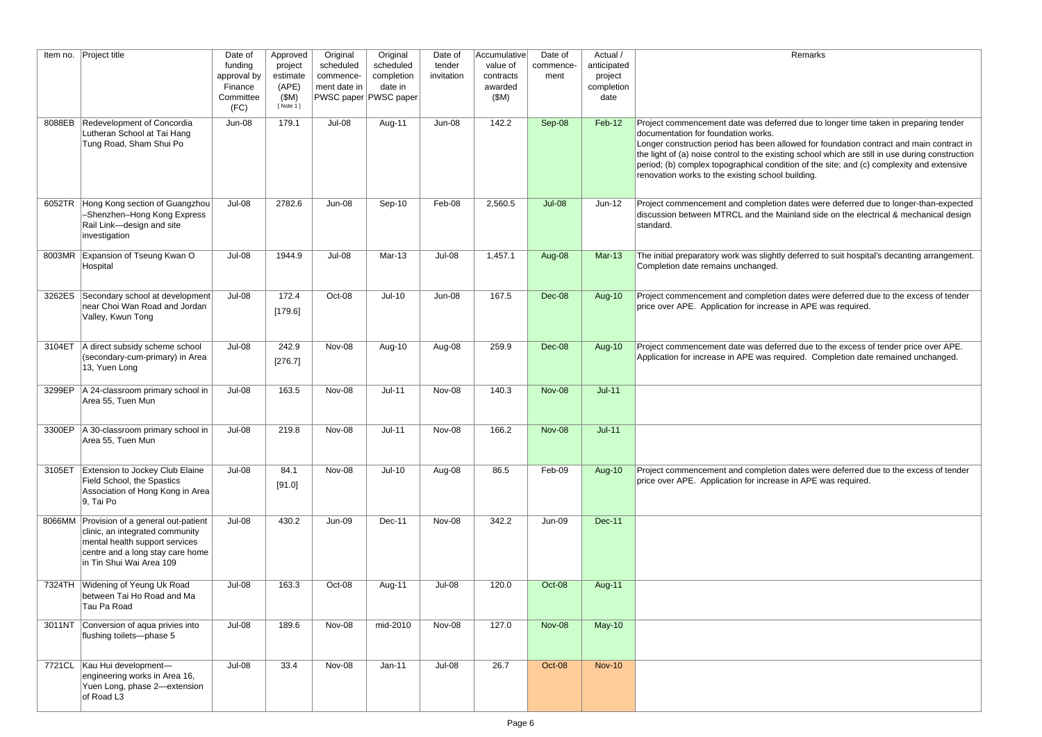| Item no. | Project title | Date of funding approval by Finance Committee (FC) | Approved project estimate (APE) ($M) [ Note 1 ] | Original scheduled commence-ment date in PWSC paper | Original scheduled completion date in PWSC paper | Date of tender invitation | Accumulative value of contracts awarded ($M) | Date of commence-ment | Actual / anticipated project completion date | Remarks |
|---|---|---|---|---|---|---|---|---|---|---|
| 8088EB | Redevelopment of Concordia Lutheran School at Tai Hang Tung Road, Sham Shui Po | Jun-08 | 179.1 | Jul-08 | Aug-11 | Jun-08 | 142.2 | Sep-08 | Feb-12 | Project commencement date was deferred due to longer time taken in preparing tender documentation for foundation works. Longer construction period has been allowed for foundation contract and main contract in the light of (a) noise control to the existing school which are still in use during construction period; (b) complex topographical condition of the site; and (c) complexity and extensive renovation works to the existing school building. |
| 6052TR | Hong Kong section of Guangzhou–Shenzhen–Hong Kong Express Rail Link—design and site investigation | Jul-08 | 2782.6 | Jun-08 | Sep-10 | Feb-08 | 2,560.5 | Jul-08 | Jun-12 | Project commencement and completion dates were deferred due to longer-than-expected discussion between MTRCL and the Mainland side on the electrical & mechanical design standard. |
| 8003MR | Expansion of Tseung Kwan O Hospital | Jul-08 | 1944.9 | Jul-08 | Mar-13 | Jul-08 | 1,457.1 | Aug-08 | Mar-13 | The initial preparatory work was slightly deferred to suit hospital's decanting arrangement. Completion date remains unchanged. |
| 3262ES | Secondary school at development near Choi Wan Road and Jordan Valley, Kwun Tong | Jul-08 | 172.4 [179.6] | Oct-08 | Jul-10 | Jun-08 | 167.5 | Dec-08 | Aug-10 | Project commencement and completion dates were deferred due to the excess of tender price over APE. Application for increase in APE was required. |
| 3104ET | A direct subsidy scheme school (secondary-cum-primary) in Area 13, Yuen Long | Jul-08 | 242.9 [276.7] | Nov-08 | Aug-10 | Aug-08 | 259.9 | Dec-08 | Aug-10 | Project commencement date was deferred due to the excess of tender price over APE. Application for increase in APE was required. Completion date remained unchanged. |
| 3299EP | A 24-classroom primary school in Area 55, Tuen Mun | Jul-08 | 163.5 | Nov-08 | Jul-11 | Nov-08 | 140.3 | Nov-08 | Jul-11 | |
| 3300EP | A 30-classroom primary school in Area 55, Tuen Mun | Jul-08 | 219.8 | Nov-08 | Jul-11 | Nov-08 | 166.2 | Nov-08 | Jul-11 | |
| 3105ET | Extension to Jockey Club Elaine Field School, the Spastics Association of Hong Kong in Area 9, Tai Po | Jul-08 | 84.1 [91.0] | Nov-08 | Jul-10 | Aug-08 | 86.5 | Feb-09 | Aug-10 | Project commencement and completion dates were deferred due to the excess of tender price over APE. Application for increase in APE was required. |
| 8066MM | Provision of a general out-patient clinic, an integrated community mental health support services centre and a long stay care home in Tin Shui Wai Area 109 | Jul-08 | 430.2 | Jun-09 | Dec-11 | Nov-08 | 342.2 | Jun-09 | Dec-11 | |
| 7324TH | Widening of Yeung Uk Road between Tai Ho Road and Ma Tau Pa Road | Jul-08 | 163.3 | Oct-08 | Aug-11 | Jul-08 | 120.0 | Oct-08 | Aug-11 | |
| 3011NT | Conversion of aqua privies into flushing toilets—phase 5 | Jul-08 | 189.6 | Nov-08 | mid-2010 | Nov-08 | 127.0 | Nov-08 | May-10 | |
| 7721CL | Kau Hui development—engineering works in Area 16, Yuen Long, phase 2—extension of Road L3 | Jul-08 | 33.4 | Nov-08 | Jan-11 | Jul-08 | 26.7 | Oct-08 | Nov-10 | |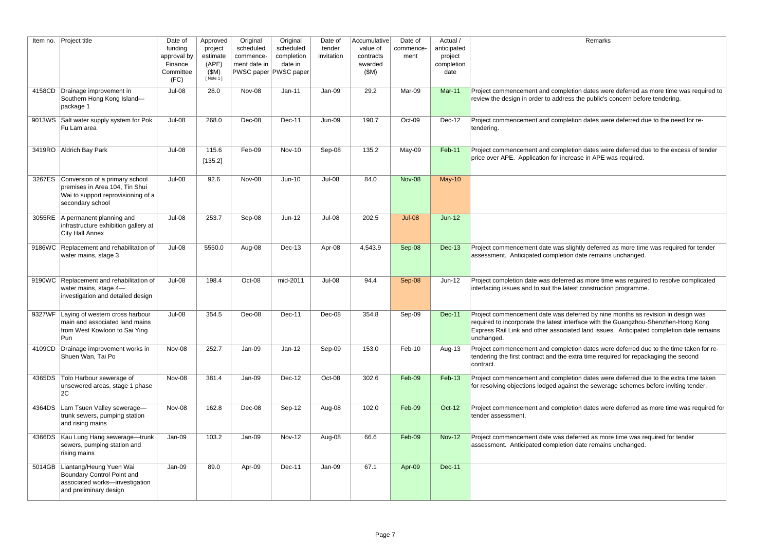| Item no. | Project title | Date of funding approval by Finance Committee (FC) | Approved project estimate (APE) ($M) [ Note 1 ] | Original scheduled commence-ment date in PWSC paper | Original scheduled completion date in PWSC paper | Date of tender invitation | Accumulative value of contracts awarded ($M) | Date of commence-ment | Actual / anticipated project completion date | Remarks |
|---|---|---|---|---|---|---|---|---|---|---|
| 4158CD | Drainage improvement in Southern Hong Kong Island—package 1 | Jul-08 | 28.0 | Nov-08 | Jan-11 | Jan-09 | 29.2 | Mar-09 | Mar-11 | Project commencement and completion dates were deferred as more time was required to review the design in order to address the public's concern before tendering. |
| 9013WS | Salt water supply system for Pok Fu Lam area | Jul-08 | 268.0 | Dec-08 | Dec-11 | Jun-09 | 190.7 | Oct-09 | Dec-12 | Project commencement and completion dates were deferred due to the need for re-tendering. |
| 3419RO | Aldrich Bay Park | Jul-08 | 115.6 [135.2] | Feb-09 | Nov-10 | Sep-08 | 135.2 | May-09 | Feb-11 | Project commencement and completion dates were deferred due to the excess of tender price over APE. Application for increase in APE was required. |
| 3267ES | Conversion of a primary school premises in Area 104, Tin Shui Wai to support reprovisioning of a secondary school | Jul-08 | 92.6 | Nov-08 | Jun-10 | Jul-08 | 84.0 | Nov-08 | May-10 | |
| 3055RE | A permanent planning and infrastructure exhibition gallery at City Hall Annex | Jul-08 | 253.7 | Sep-08 | Jun-12 | Jul-08 | 202.5 | Jul-08 | Jun-12 | |
| 9186WC | Replacement and rehabilitation of water mains, stage 3 | Jul-08 | 5550.0 | Aug-08 | Dec-13 | Apr-08 | 4,543.9 | Sep-08 | Dec-13 | Project commencement date was slightly deferred as more time was required for tender assessment. Anticipated completion date remains unchanged. |
| 9190WC | Replacement and rehabilitation of water mains, stage 4—investigation and detailed design | Jul-08 | 198.4 | Oct-08 | mid-2011 | Jul-08 | 94.4 | Sep-08 | Jun-12 | Project completion date was deferred as more time was required to resolve complicated interfacing issues and to suit the latest construction programme. |
| 9327WF | Laying of western cross harbour main and associated land mains from West Kowloon to Sai Ying Pun | Jul-08 | 354.5 | Dec-08 | Dec-11 | Dec-08 | 354.8 | Sep-09 | Dec-11 | Project commencement date was deferred by nine months as revision in design was required to incorporate the latest interface with the Guangzhou-Shenzhen-Hong Kong Express Rail Link and other associated land issues. Anticipated completion date remains unchanged. |
| 4109CD | Drainage improvement works in Shuen Wan, Tai Po | Nov-08 | 252.7 | Jan-09 | Jan-12 | Sep-09 | 153.0 | Feb-10 | Aug-13 | Project commencement and completion dates were deferred due to the time taken for re-tendering the first contract and the extra time required for repackaging the second contract. |
| 4365DS | Tolo Harbour sewerage of unsewered areas, stage 1 phase 2C | Nov-08 | 381.4 | Jan-09 | Dec-12 | Oct-08 | 302.6 | Feb-09 | Feb-13 | Project commencement and completion dates were deferred due to the extra time taken for resolving objections lodged against the sewerage schemes before inviting tender. |
| 4364DS | Lam Tsuen Valley sewerage—trunk sewers, pumping station and rising mains | Nov-08 | 162.8 | Dec-08 | Sep-12 | Aug-08 | 102.0 | Feb-09 | Oct-12 | Project commencement and completion dates were deferred as more time was required for tender assessment. |
| 4366DS | Kau Lung Hang sewerage—trunk sewers, pumping station and rising mains | Jan-09 | 103.2 | Jan-09 | Nov-12 | Aug-08 | 66.6 | Feb-09 | Nov-12 | Project commencement date was deferred as more time was required for tender assessment. Anticipated completion date remains unchanged. |
| 5014GB | Liantang/Heung Yuen Wai Boundary Control Point and associated works—investigation and preliminary design | Jan-09 | 89.0 | Apr-09 | Dec-11 | Jan-09 | 67.1 | Apr-09 | Dec-11 | |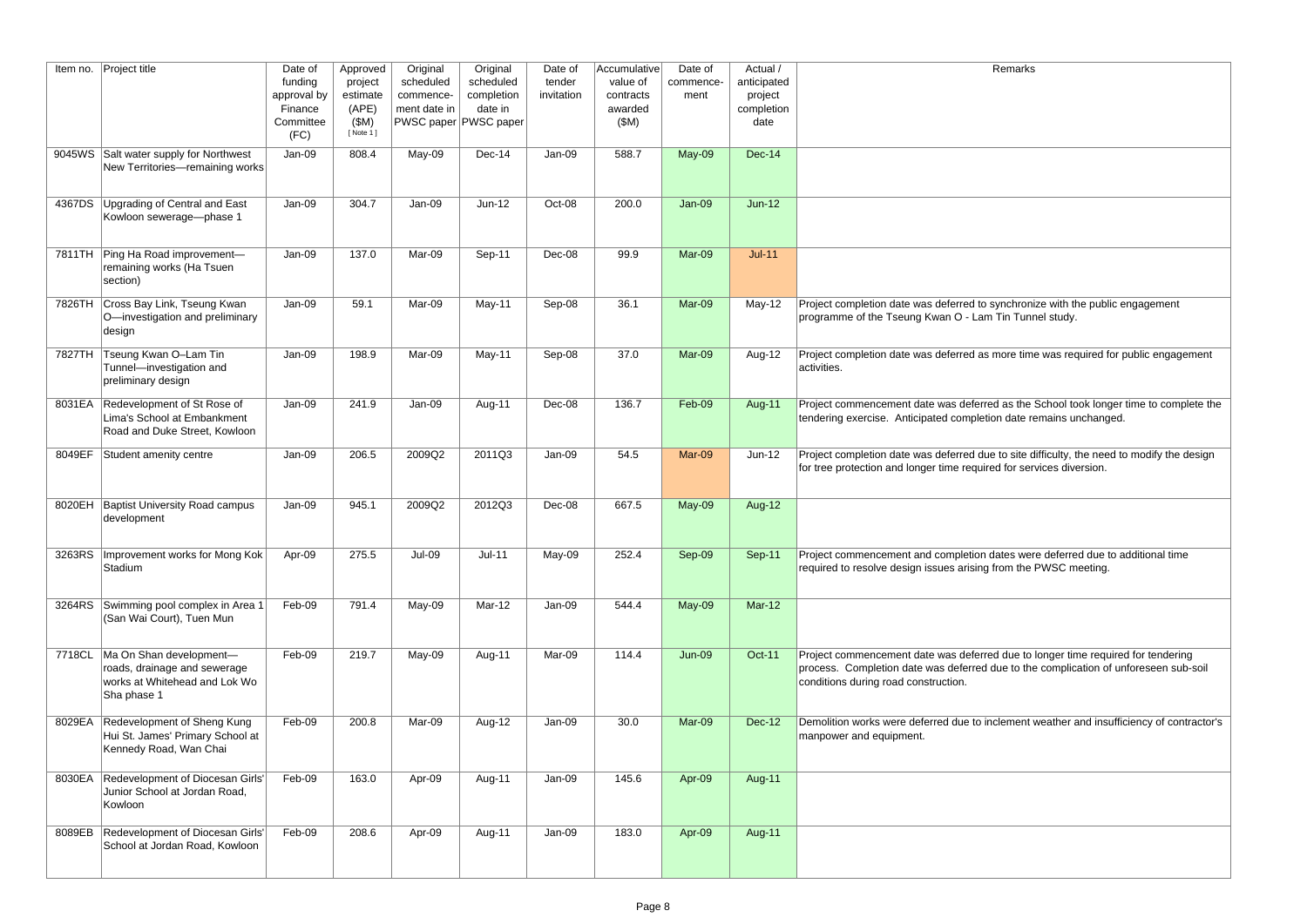| Item no. | Project title | Date of funding approval by Finance Committee (FC) | Approved project estimate (APE) ($M) [ Note 1 ] | Original scheduled commence-ment date in PWSC paper | Original scheduled completion date in PWSC paper | Date of tender invitation | Accumulative value of contracts awarded ($M) | Date of commence-ment | Actual / anticipated project completion date | Remarks |
|---|---|---|---|---|---|---|---|---|---|---|
| 9045WS | Salt water supply for Northwest New Territories—remaining works | Jan-09 | 808.4 | May-09 | Dec-14 | Jan-09 | 588.7 | May-09 | Dec-14 | |
| 4367DS | Upgrading of Central and East Kowloon sewerage—phase 1 | Jan-09 | 304.7 | Jan-09 | Jun-12 | Oct-08 | 200.0 | Jan-09 | Jun-12 | |
| 7811TH | Ping Ha Road improvement—remaining works (Ha Tsuen section) | Jan-09 | 137.0 | Mar-09 | Sep-11 | Dec-08 | 99.9 | Mar-09 | Jul-11 | |
| 7826TH | Cross Bay Link, Tseung Kwan O—investigation and preliminary design | Jan-09 | 59.1 | Mar-09 | May-11 | Sep-08 | 36.1 | Mar-09 | May-12 | Project completion date was deferred to synchronize with the public engagement programme of the Tseung Kwan O - Lam Tin Tunnel study. |
| 7827TH | Tseung Kwan O–Lam Tin Tunnel—investigation and preliminary design | Jan-09 | 198.9 | Mar-09 | May-11 | Sep-08 | 37.0 | Mar-09 | Aug-12 | Project completion date was deferred as more time was required for public engagement activities. |
| 8031EA | Redevelopment of St Rose of Lima's School at Embankment Road and Duke Street, Kowloon | Jan-09 | 241.9 | Jan-09 | Aug-11 | Dec-08 | 136.7 | Feb-09 | Aug-11 | Project commencement date was deferred as the School took longer time to complete the tendering exercise. Anticipated completion date remains unchanged. |
| 8049EF | Student amenity centre | Jan-09 | 206.5 | 2009Q2 | 2011Q3 | Jan-09 | 54.5 | Mar-09 | Jun-12 | Project completion date was deferred due to site difficulty, the need to modify the design for tree protection and longer time required for services diversion. |
| 8020EH | Baptist University Road campus development | Jan-09 | 945.1 | 2009Q2 | 2012Q3 | Dec-08 | 667.5 | May-09 | Aug-12 | |
| 3263RS | Improvement works for Mong Kok Stadium | Apr-09 | 275.5 | Jul-09 | Jul-11 | May-09 | 252.4 | Sep-09 | Sep-11 | Project commencement and completion dates were deferred due to additional time required to resolve design issues arising from the PWSC meeting. |
| 3264RS | Swimming pool complex in Area 1 (San Wai Court), Tuen Mun | Feb-09 | 791.4 | May-09 | Mar-12 | Jan-09 | 544.4 | May-09 | Mar-12 | |
| 7718CL | Ma On Shan development—roads, drainage and sewerage works at Whitehead and Lok Wo Sha phase 1 | Feb-09 | 219.7 | May-09 | Aug-11 | Mar-09 | 114.4 | Jun-09 | Oct-11 | Project commencement date was deferred due to longer time required for tendering process. Completion date was deferred due to the complication of unforeseen sub-soil conditions during road construction. |
| 8029EA | Redevelopment of Sheng Kung Hui St. James' Primary School at Kennedy Road, Wan Chai | Feb-09 | 200.8 | Mar-09 | Aug-12 | Jan-09 | 30.0 | Mar-09 | Dec-12 | Demolition works were deferred due to inclement weather and insufficiency of contractor's manpower and equipment. |
| 8030EA | Redevelopment of Diocesan Girls' Junior School at Jordan Road, Kowloon | Feb-09 | 163.0 | Apr-09 | Aug-11 | Jan-09 | 145.6 | Apr-09 | Aug-11 | |
| 8089EB | Redevelopment of Diocesan Girls' School at Jordan Road, Kowloon | Feb-09 | 208.6 | Apr-09 | Aug-11 | Jan-09 | 183.0 | Apr-09 | Aug-11 | |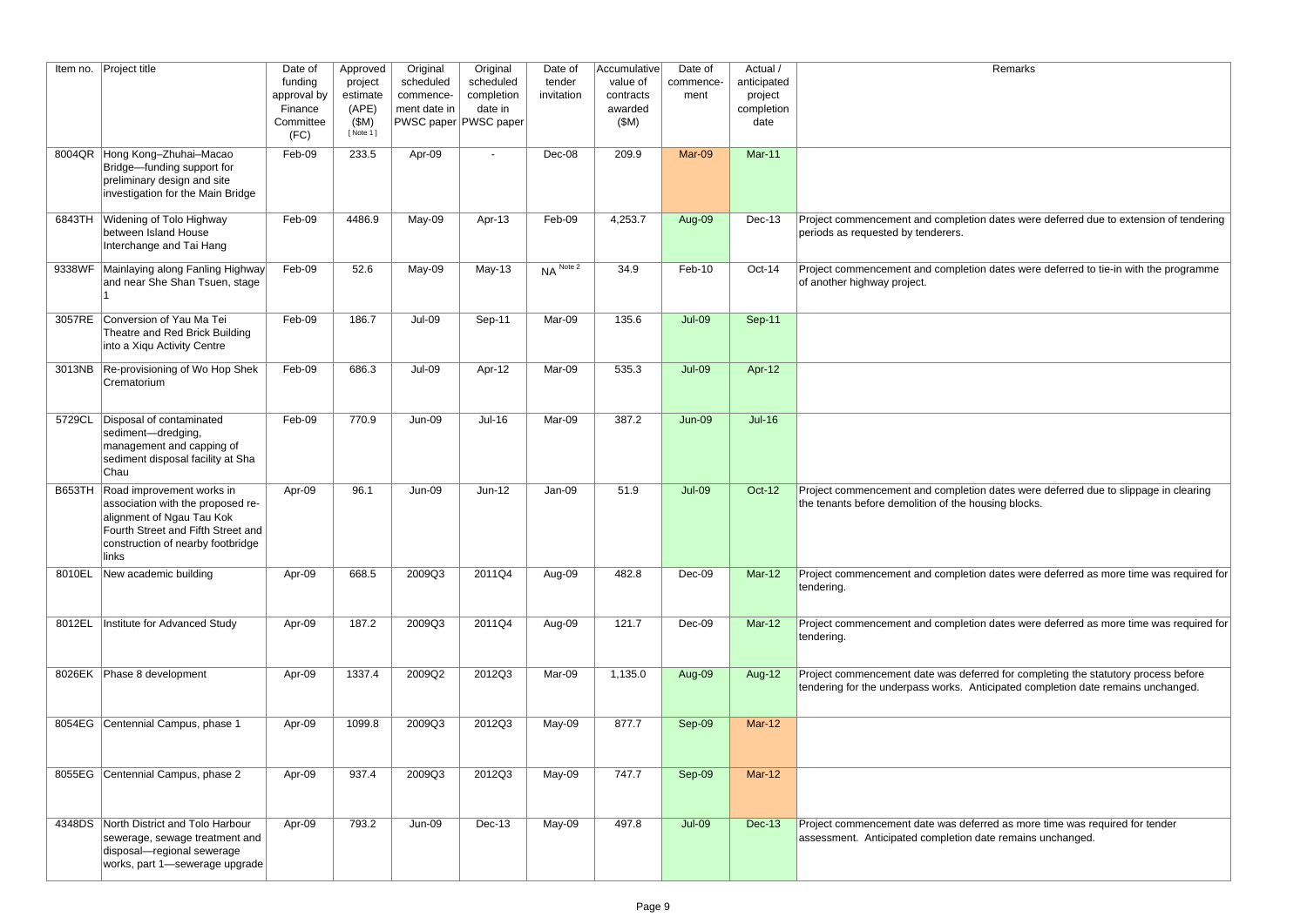| Item no. | Project title | Date of funding approval by Finance Committee (FC) | Approved project estimate (APE) ($M) [ Note 1 ] | Original scheduled commence-ment date in PWSC paper | Original scheduled completion date in PWSC paper | Date of tender invitation | Accumulative value of contracts awarded ($M) | Date of commence-ment | Actual / anticipated project completion date | Remarks |
|---|---|---|---|---|---|---|---|---|---|---|
| 8004QR | Hong Kong–Zhuhai–Macao Bridge—funding support for preliminary design and site investigation for the Main Bridge | Feb-09 | 233.5 | Apr-09 | - | Dec-08 | 209.9 | Mar-09 | Mar-11 | |
| 6843TH | Widening of Tolo Highway between Island House Interchange and Tai Hang | Feb-09 | 4486.9 | May-09 | Apr-13 | Feb-09 | 4,253.7 | Aug-09 | Dec-13 | Project commencement and completion dates were deferred due to extension of tendering periods as requested by tenderers. |
| 9338WF | Mainlaying along Fanling Highway and near She Shan Tsuen, stage 1 | Feb-09 | 52.6 | May-09 | May-13 | NA Note 2 | 34.9 | Feb-10 | Oct-14 | Project commencement and completion dates were deferred to tie-in with the programme of another highway project. |
| 3057RE | Conversion of Yau Ma Tei Theatre and Red Brick Building into a Xiqu Activity Centre | Feb-09 | 186.7 | Jul-09 | Sep-11 | Mar-09 | 135.6 | Jul-09 | Sep-11 | |
| 3013NB | Re-provisioning of Wo Hop Shek Crematorium | Feb-09 | 686.3 | Jul-09 | Apr-12 | Mar-09 | 535.3 | Jul-09 | Apr-12 | |
| 5729CL | Disposal of contaminated sediment—dredging, management and capping of sediment disposal facility at Sha Chau | Feb-09 | 770.9 | Jun-09 | Jul-16 | Mar-09 | 387.2 | Jun-09 | Jul-16 | |
| B653TH | Road improvement works in association with the proposed re-alignment of Ngau Tau Kok Fourth Street and Fifth Street and construction of nearby footbridge links | Apr-09 | 96.1 | Jun-09 | Jun-12 | Jan-09 | 51.9 | Jul-09 | Oct-12 | Project commencement and completion dates were deferred due to slippage in clearing the tenants before demolition of the housing blocks. |
| 8010EL | New academic building | Apr-09 | 668.5 | 2009Q3 | 2011Q4 | Aug-09 | 482.8 | Dec-09 | Mar-12 | Project commencement and completion dates were deferred as more time was required for tendering. |
| 8012EL | Institute for Advanced Study | Apr-09 | 187.2 | 2009Q3 | 2011Q4 | Aug-09 | 121.7 | Dec-09 | Mar-12 | Project commencement and completion dates were deferred as more time was required for tendering. |
| 8026EK | Phase 8 development | Apr-09 | 1337.4 | 2009Q2 | 2012Q3 | Mar-09 | 1,135.0 | Aug-09 | Aug-12 | Project commencement date was deferred for completing the statutory process before tendering for the underpass works. Anticipated completion date remains unchanged. |
| 8054EG | Centennial Campus, phase 1 | Apr-09 | 1099.8 | 2009Q3 | 2012Q3 | May-09 | 877.7 | Sep-09 | Mar-12 | |
| 8055EG | Centennial Campus, phase 2 | Apr-09 | 937.4 | 2009Q3 | 2012Q3 | May-09 | 747.7 | Sep-09 | Mar-12 | |
| 4348DS | North District and Tolo Harbour sewerage, sewage treatment and disposal—regional sewerage works, part 1—sewerage upgrade | Apr-09 | 793.2 | Jun-09 | Dec-13 | May-09 | 497.8 | Jul-09 | Dec-13 | Project commencement date was deferred as more time was required for tender assessment. Anticipated completion date remains unchanged. |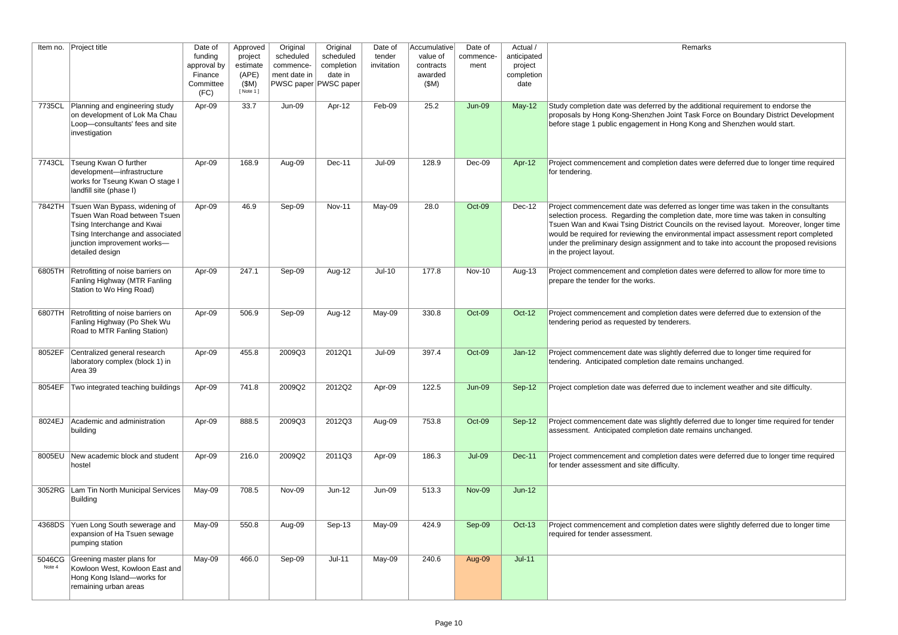| Item no. | Project title | Date of funding approval by Finance Committee (FC) | Approved project estimate (APE) ($M) [ Note 1 ] | Original scheduled commence-ment date in PWSC paper | Original scheduled completion date in PWSC paper | Date of tender invitation | Accumulative value of contracts awarded ($M) | Date of commence-ment | Actual / anticipated project completion date | Remarks |
|---|---|---|---|---|---|---|---|---|---|---|
| 7735CL | Planning and engineering study on development of Lok Ma Chau Loop—consultants' fees and site investigation | Apr-09 | 33.7 | Jun-09 | Apr-12 | Feb-09 | 25.2 | Jun-09 | May-12 | Study completion date was deferred by the additional requirement to endorse the proposals by Hong Kong-Shenzhen Joint Task Force on Boundary District Development before stage 1 public engagement in Hong Kong and Shenzhen would start. |
| 7743CL | Tseung Kwan O further development—infrastructure works for Tseung Kwan O stage I landfill site (phase I) | Apr-09 | 168.9 | Aug-09 | Dec-11 | Jul-09 | 128.9 | Dec-09 | Apr-12 | Project commencement and completion dates were deferred due to longer time required for tendering. |
| 7842TH | Tsuen Wan Bypass, widening of Tsuen Wan Road between Tsuen Tsing Interchange and Kwai Tsing Interchange and associated junction improvement works—detailed design | Apr-09 | 46.9 | Sep-09 | Nov-11 | May-09 | 28.0 | Oct-09 | Dec-12 | Project commencement date was deferred as longer time was taken in the consultants selection process. Regarding the completion date, more time was taken in consulting Tsuen Wan and Kwai Tsing District Councils on the revised layout. Moreover, longer time would be required for reviewing the environmental impact assessment report completed under the preliminary design assignment and to take into account the proposed revisions in the project layout. |
| 6805TH | Retrofitting of noise barriers on Fanling Highway (MTR Fanling Station to Wo Hing Road) | Apr-09 | 247.1 | Sep-09 | Aug-12 | Jul-10 | 177.8 | Nov-10 | Aug-13 | Project commencement and completion dates were deferred to allow for more time to prepare the tender for the works. |
| 6807TH | Retrofitting of noise barriers on Fanling Highway (Po Shek Wu Road to MTR Fanling Station) | Apr-09 | 506.9 | Sep-09 | Aug-12 | May-09 | 330.8 | Oct-09 | Oct-12 | Project commencement and completion dates were deferred due to extension of the tendering period as requested by tenderers. |
| 8052EF | Centralized general research laboratory complex (block 1) in Area 39 | Apr-09 | 455.8 | 2009Q3 | 2012Q1 | Jul-09 | 397.4 | Oct-09 | Jan-12 | Project commencement date was slightly deferred due to longer time required for tendering. Anticipated completion date remains unchanged. |
| 8054EF | Two integrated teaching buildings | Apr-09 | 741.8 | 2009Q2 | 2012Q2 | Apr-09 | 122.5 | Jun-09 | Sep-12 | Project completion date was deferred due to inclement weather and site difficulty. |
| 8024EJ | Academic and administration building | Apr-09 | 888.5 | 2009Q3 | 2012Q3 | Aug-09 | 753.8 | Oct-09 | Sep-12 | Project commencement date was slightly deferred due to longer time required for tender assessment. Anticipated completion date remains unchanged. |
| 8005EU | New academic block and student hostel | Apr-09 | 216.0 | 2009Q2 | 2011Q3 | Apr-09 | 186.3 | Jul-09 | Dec-11 | Project commencement and completion dates were deferred due to longer time required for tender assessment and site difficulty. |
| 3052RG | Lam Tin North Municipal Services Building | May-09 | 708.5 | Nov-09 | Jun-12 | Jun-09 | 513.3 | Nov-09 | Jun-12 | |
| 4368DS | Yuen Long South sewerage and expansion of Ha Tsuen sewage pumping station | May-09 | 550.8 | Aug-09 | Sep-13 | May-09 | 424.9 | Sep-09 | Oct-13 | Project commencement and completion dates were slightly deferred due to longer time required for tender assessment. |
| 5046CG Note 4 | Greening master plans for Kowloon West, Kowloon East and Hong Kong Island—works for remaining urban areas | May-09 | 466.0 | Sep-09 | Jul-11 | May-09 | 240.6 | Aug-09 | Jul-11 | |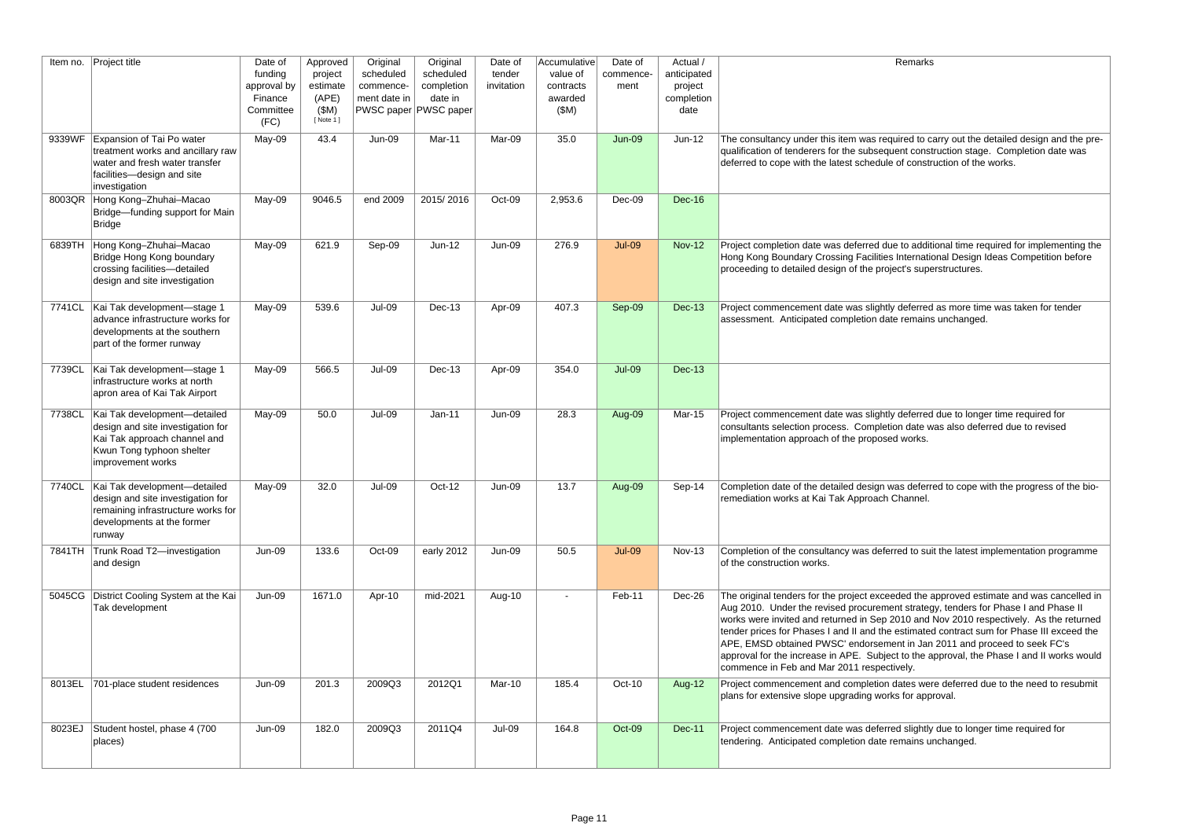| Item no. | Project title | Date of funding approval by Finance Committee (FC) | Approved project estimate (APE) ($M) [ Note 1 ] | Original scheduled commence-ment date in PWSC paper | Original scheduled completion date in PWSC paper | Date of tender invitation | Accumulative value of contracts awarded ($M) | Date of commence-ment | Actual / anticipated project completion date | Remarks |
|---|---|---|---|---|---|---|---|---|---|---|
| 9339WF | Expansion of Tai Po water treatment works and ancillary raw water and fresh water transfer facilities—design and site investigation | May-09 | 43.4 | Jun-09 | Mar-11 | Mar-09 | 35.0 | Jun-09 | Jun-12 | The consultancy under this item was required to carry out the detailed design and the pre-qualification of tenderers for the subsequent construction stage. Completion date was deferred to cope with the latest schedule of construction of the works. |
| 8003QR | Hong Kong–Zhuhai–Macao Bridge—funding support for Main Bridge | May-09 | 9046.5 | end 2009 | 2015/ 2016 | Oct-09 | 2,953.6 | Dec-09 | Dec-16 | |
| 6839TH | Hong Kong–Zhuhai–Macao Bridge Hong Kong boundary crossing facilities—detailed design and site investigation | May-09 | 621.9 | Sep-09 | Jun-12 | Jun-09 | 276.9 | Jul-09 | Nov-12 | Project completion date was deferred due to additional time required for implementing the Hong Kong Boundary Crossing Facilities International Design Ideas Competition before proceeding to detailed design of the project's superstructures. |
| 7741CL | Kai Tak development—stage 1 advance infrastructure works for developments at the southern part of the former runway | May-09 | 539.6 | Jul-09 | Dec-13 | Apr-09 | 407.3 | Sep-09 | Dec-13 | Project commencement date was slightly deferred as more time was taken for tender assessment. Anticipated completion date remains unchanged. |
| 7739CL | Kai Tak development—stage 1 infrastructure works at north apron area of Kai Tak Airport | May-09 | 566.5 | Jul-09 | Dec-13 | Apr-09 | 354.0 | Jul-09 | Dec-13 | |
| 7738CL | Kai Tak development—detailed design and site investigation for Kai Tak approach channel and Kwun Tong typhoon shelter improvement works | May-09 | 50.0 | Jul-09 | Jan-11 | Jun-09 | 28.3 | Aug-09 | Mar-15 | Project commencement date was slightly deferred due to longer time required for consultants selection process. Completion date was also deferred due to revised implementation approach of the proposed works. |
| 7740CL | Kai Tak development—detailed design and site investigation for remaining infrastructure works for developments at the former runway | May-09 | 32.0 | Jul-09 | Oct-12 | Jun-09 | 13.7 | Aug-09 | Sep-14 | Completion date of the detailed design was deferred to cope with the progress of the bio-remediation works at Kai Tak Approach Channel. |
| 7841TH | Trunk Road T2—investigation and design | Jun-09 | 133.6 | Oct-09 | early 2012 | Jun-09 | 50.5 | Jul-09 | Nov-13 | Completion of the consultancy was deferred to suit the latest implementation programme of the construction works. |
| 5045CG | District Cooling System at the Kai Tak development | Jun-09 | 1671.0 | Apr-10 | mid-2021 | Aug-10 | - | Feb-11 | Dec-26 | The original tenders for the project exceeded the approved estimate and was cancelled in Aug 2010. Under the revised procurement strategy, tenders for Phase I and Phase II works were invited and returned in Sep 2010 and Nov 2010 respectively. As the returned tender prices for Phases I and II and the estimated contract sum for Phase III exceed the APE, EMSD obtained PWSC' endorsement in Jan 2011 and proceed to seek FC's approval for the increase in APE. Subject to the approval, the Phase I and II works would commence in Feb and Mar 2011 respectively. |
| 8013EL | 701-place student residences | Jun-09 | 201.3 | 2009Q3 | 2012Q1 | Mar-10 | 185.4 | Oct-10 | Aug-12 | Project commencement and completion dates were deferred due to the need to resubmit plans for extensive slope upgrading works for approval. |
| 8023EJ | Student hostel, phase 4 (700 places) | Jun-09 | 182.0 | 2009Q3 | 2011Q4 | Jul-09 | 164.8 | Oct-09 | Dec-11 | Project commencement date was deferred slightly due to longer time required for tendering. Anticipated completion date remains unchanged. |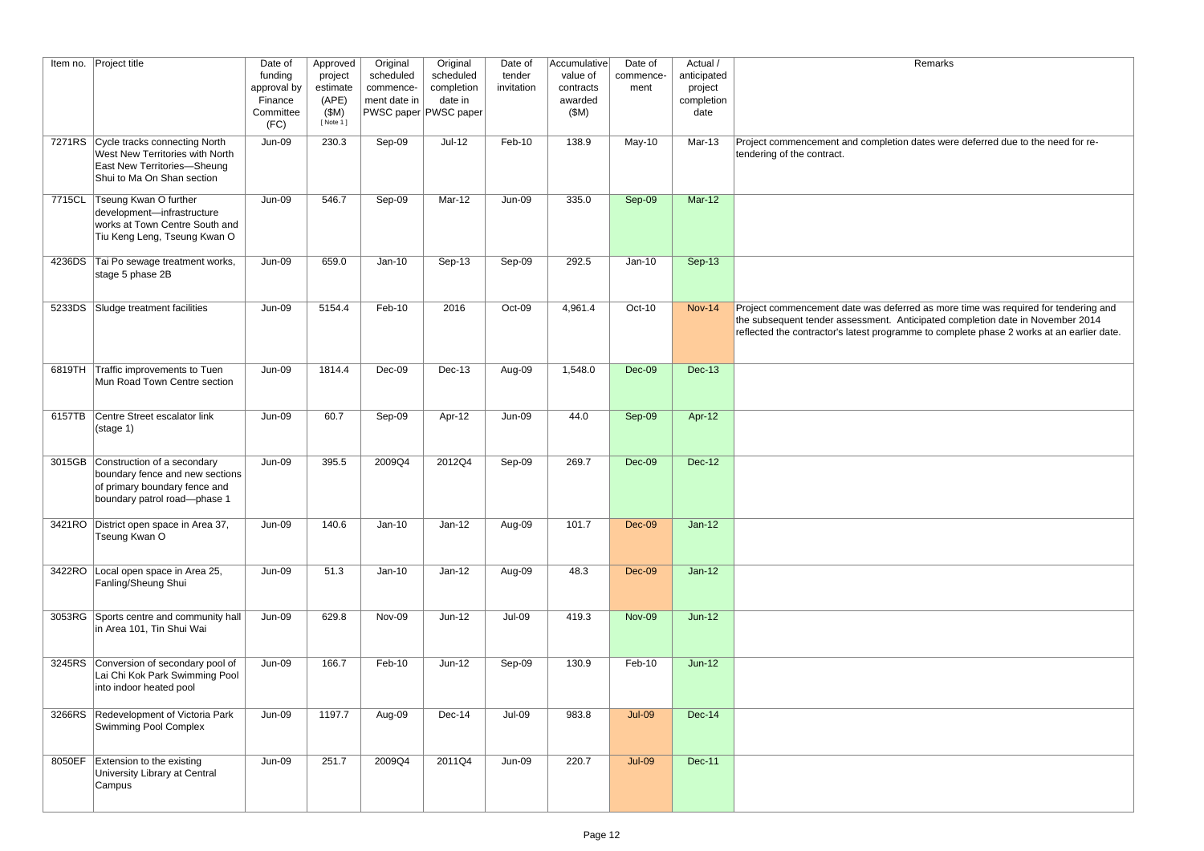| Item no. | Project title | Date of funding approval by Finance Committee (FC) | Approved project estimate (APE) ($M) [ Note 1 ] | Original scheduled commence-ment date in PWSC paper | Original scheduled completion date in PWSC paper | Date of tender invitation | Accumulative value of contracts awarded ($M) | Date of commence-ment | Actual / anticipated project completion date | Remarks |
|---|---|---|---|---|---|---|---|---|---|---|
| 7271RS | Cycle tracks connecting North West New Territories with North East New Territories—Sheung Shui to Ma On Shan section | Jun-09 | 230.3 | Sep-09 | Jul-12 | Feb-10 | 138.9 | May-10 | Mar-13 | Project commencement and completion dates were deferred due to the need for re-tendering of the contract. |
| 7715CL | Tseung Kwan O further development—infrastructure works at Town Centre South and Tiu Keng Leng, Tseung Kwan O | Jun-09 | 546.7 | Sep-09 | Mar-12 | Jun-09 | 335.0 | Sep-09 | Mar-12 | |
| 4236DS | Tai Po sewage treatment works, stage 5 phase 2B | Jun-09 | 659.0 | Jan-10 | Sep-13 | Sep-09 | 292.5 | Jan-10 | Sep-13 | |
| 5233DS | Sludge treatment facilities | Jun-09 | 5154.4 | Feb-10 | 2016 | Oct-09 | 4,961.4 | Oct-10 | Nov-14 | Project commencement date was deferred as more time was required for tendering and the subsequent tender assessment. Anticipated completion date in November 2014 reflected the contractor's latest programme to complete phase 2 works at an earlier date. |
| 6819TH | Traffic improvements to Tuen Mun Road Town Centre section | Jun-09 | 1814.4 | Dec-09 | Dec-13 | Aug-09 | 1,548.0 | Dec-09 | Dec-13 | |
| 6157TB | Centre Street escalator link (stage 1) | Jun-09 | 60.7 | Sep-09 | Apr-12 | Jun-09 | 44.0 | Sep-09 | Apr-12 | |
| 3015GB | Construction of a secondary boundary fence and new sections of primary boundary fence and boundary patrol road—phase 1 | Jun-09 | 395.5 | 2009Q4 | 2012Q4 | Sep-09 | 269.7 | Dec-09 | Dec-12 | |
| 3421RO | District open space in Area 37, Tseung Kwan O | Jun-09 | 140.6 | Jan-10 | Jan-12 | Aug-09 | 101.7 | Dec-09 | Jan-12 | |
| 3422RO | Local open space in Area 25, Fanling/Sheung Shui | Jun-09 | 51.3 | Jan-10 | Jan-12 | Aug-09 | 48.3 | Dec-09 | Jan-12 | |
| 3053RG | Sports centre and community hall in Area 101, Tin Shui Wai | Jun-09 | 629.8 | Nov-09 | Jun-12 | Jul-09 | 419.3 | Nov-09 | Jun-12 | |
| 3245RS | Conversion of secondary pool of Lai Chi Kok Park Swimming Pool into indoor heated pool | Jun-09 | 166.7 | Feb-10 | Jun-12 | Sep-09 | 130.9 | Feb-10 | Jun-12 | |
| 3266RS | Redevelopment of Victoria Park Swimming Pool Complex | Jun-09 | 1197.7 | Aug-09 | Dec-14 | Jul-09 | 983.8 | Jul-09 | Dec-14 | |
| 8050EF | Extension to the existing University Library at Central Campus | Jun-09 | 251.7 | 2009Q4 | 2011Q4 | Jun-09 | 220.7 | Jul-09 | Dec-11 | |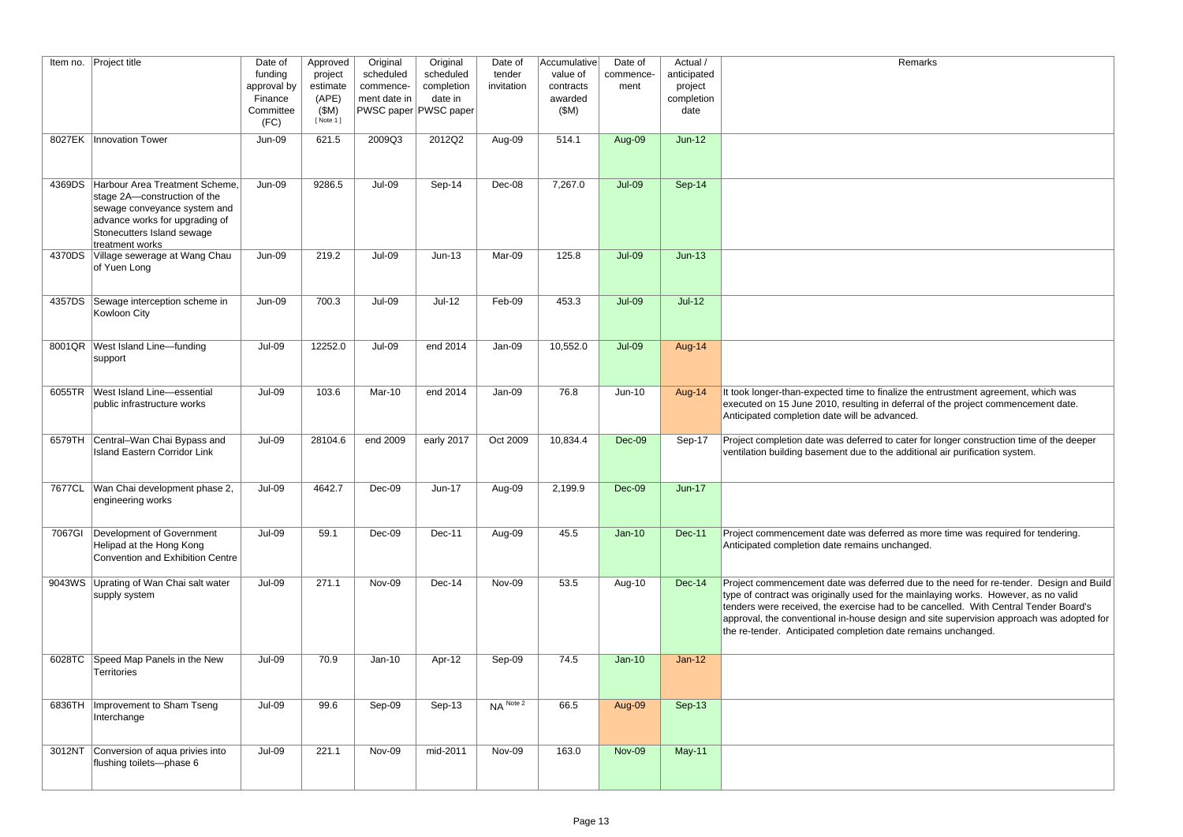| Item no. | Project title | Date of funding approval by Finance Committee (FC) | Approved project estimate (APE) ($M) [ Note 1 ] | Original scheduled commencement date in PWSC paper | Original scheduled completion date in PWSC paper | Date of tender invitation | Accumulative value of contracts awarded ($M) | Date of commencement | Actual / anticipated project completion date | Remarks |
|---|---|---|---|---|---|---|---|---|---|---|
| 8027EK | Innovation Tower | Jun-09 | 621.5 | 2009Q3 | 2012Q2 | Aug-09 | 514.1 | Aug-09 | Jun-12 | |
| 4369DS | Harbour Area Treatment Scheme, stage 2A—construction of the sewage conveyance system and advance works for upgrading of Stonecutters Island sewage treatment works | Jun-09 | 9286.5 | Jul-09 | Sep-14 | Dec-08 | 7,267.0 | Jul-09 | Sep-14 | |
| 4370DS | Village sewerage at Wang Chau of Yuen Long | Jun-09 | 219.2 | Jul-09 | Jun-13 | Mar-09 | 125.8 | Jul-09 | Jun-13 | |
| 4357DS | Sewage interception scheme in Kowloon City | Jun-09 | 700.3 | Jul-09 | Jul-12 | Feb-09 | 453.3 | Jul-09 | Jul-12 | |
| 8001QR | West Island Line—funding support | Jul-09 | 12252.0 | Jul-09 | end 2014 | Jan-09 | 10,552.0 | Jul-09 | Aug-14 | |
| 6055TR | West Island Line—essential public infrastructure works | Jul-09 | 103.6 | Mar-10 | end 2014 | Jan-09 | 76.8 | Jun-10 | Aug-14 | It took longer-than-expected time to finalize the entrustment agreement, which was executed on 15 June 2010, resulting in deferral of the project commencement date. Anticipated completion date will be advanced. |
| 6579TH | Central–Wan Chai Bypass and Island Eastern Corridor Link | Jul-09 | 28104.6 | end 2009 | early 2017 | Oct 2009 | 10,834.4 | Dec-09 | Sep-17 | Project completion date was deferred to cater for longer construction time of the deeper ventilation building basement due to the additional air purification system. |
| 7677CL | Wan Chai development phase 2, engineering works | Jul-09 | 4642.7 | Dec-09 | Jun-17 | Aug-09 | 2,199.9 | Dec-09 | Jun-17 | |
| 7067GI | Development of Government Helipad at the Hong Kong Convention and Exhibition Centre | Jul-09 | 59.1 | Dec-09 | Dec-11 | Aug-09 | 45.5 | Jan-10 | Dec-11 | Project commencement date was deferred as more time was required for tendering. Anticipated completion date remains unchanged. |
| 9043WS | Uprating of Wan Chai salt water supply system | Jul-09 | 271.1 | Nov-09 | Dec-14 | Nov-09 | 53.5 | Aug-10 | Dec-14 | Project commencement date was deferred due to the need for re-tender. Design and Build type of contract was originally used for the mainlaying works. However, as no valid tenders were received, the exercise had to be cancelled. With Central Tender Board's approval, the conventional in-house design and site supervision approach was adopted for the re-tender. Anticipated completion date remains unchanged. |
| 6028TC | Speed Map Panels in the New Territories | Jul-09 | 70.9 | Jan-10 | Apr-12 | Sep-09 | 74.5 | Jan-10 | Jan-12 | |
| 6836TH | Improvement to Sham Tseng Interchange | Jul-09 | 99.6 | Sep-09 | Sep-13 | NA [Note 2] | 66.5 | Aug-09 | Sep-13 | |
| 3012NT | Conversion of aqua privies into flushing toilets—phase 6 | Jul-09 | 221.1 | Nov-09 | mid-2011 | Nov-09 | 163.0 | Nov-09 | May-11 | |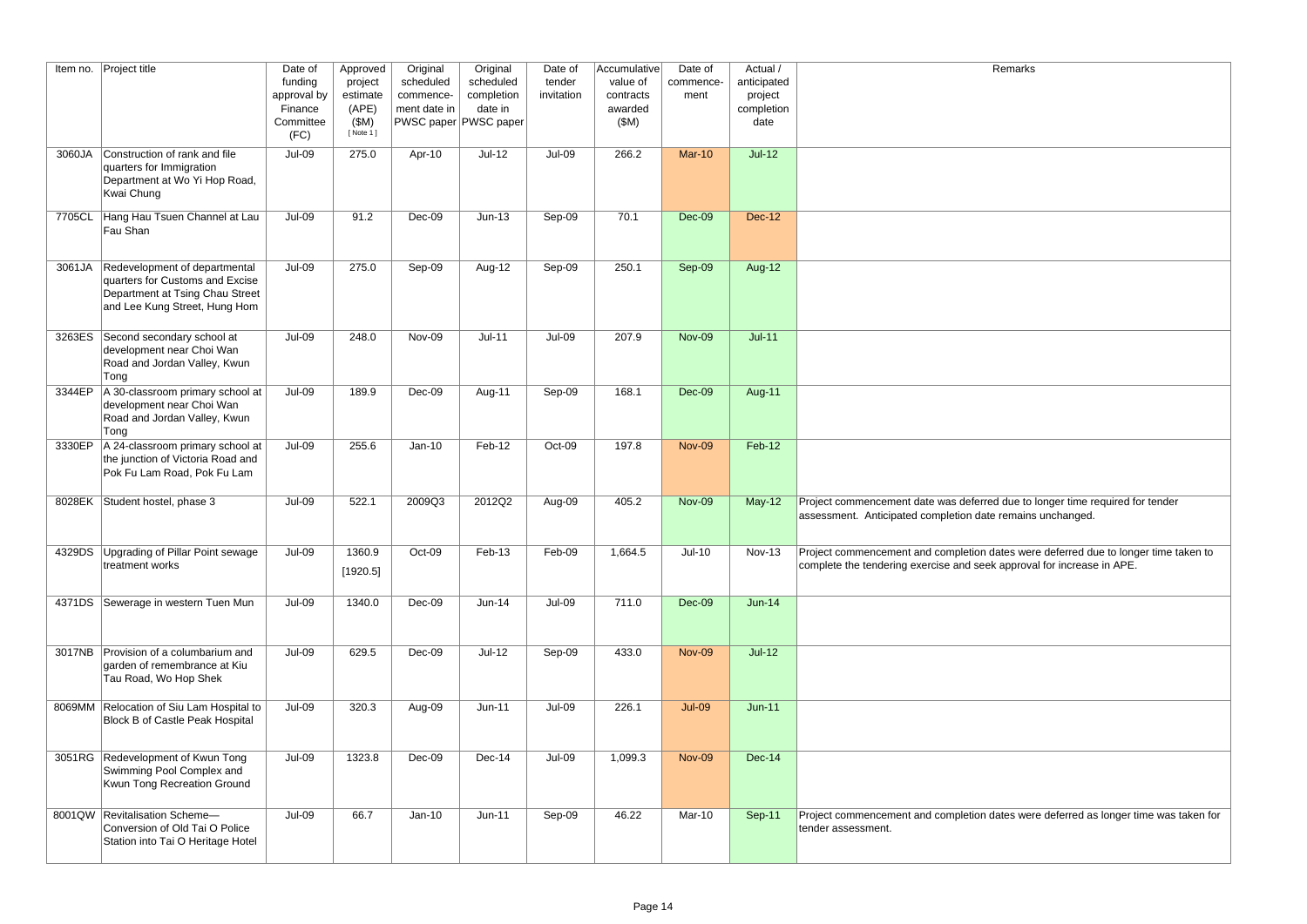| Item no. | Project title | Date of funding approval by Finance Committee (FC) | Approved project estimate (APE) ($M) [ Note 1 ] | Original scheduled commence-ment date in PWSC paper | Original scheduled completion date in PWSC paper | Date of tender invitation | Accumulative value of contracts awarded ($M) | Date of commence-ment | Actual / anticipated project completion date | Remarks |
|---|---|---|---|---|---|---|---|---|---|---|
| 3060JA | Construction of rank and file quarters for Immigration Department at Wo Yi Hop Road, Kwai Chung | Jul-09 | 275.0 | Apr-10 | Jul-12 | Jul-09 | 266.2 | Mar-10 | Jul-12 | |
| 7705CL | Hang Hau Tsuen Channel at Lau Fau Shan | Jul-09 | 91.2 | Dec-09 | Jun-13 | Sep-09 | 70.1 | Dec-09 | Dec-12 | |
| 3061JA | Redevelopment of departmental quarters for Customs and Excise Department at Tsing Chau Street and Lee Kung Street, Hung Hom | Jul-09 | 275.0 | Sep-09 | Aug-12 | Sep-09 | 250.1 | Sep-09 | Aug-12 | |
| 3263ES | Second secondary school at development near Choi Wan Road and Jordan Valley, Kwun Tong | Jul-09 | 248.0 | Nov-09 | Jul-11 | Jul-09 | 207.9 | Nov-09 | Jul-11 | |
| 3344EP | A 30-classroom primary school at development near Choi Wan Road and Jordan Valley, Kwun Tong | Jul-09 | 189.9 | Dec-09 | Aug-11 | Sep-09 | 168.1 | Dec-09 | Aug-11 | |
| 3330EP | A 24-classroom primary school at the junction of Victoria Road and Pok Fu Lam Road, Pok Fu Lam | Jul-09 | 255.6 | Jan-10 | Feb-12 | Oct-09 | 197.8 | Nov-09 | Feb-12 | |
| 8028EK | Student hostel, phase 3 | Jul-09 | 522.1 | 2009Q3 | 2012Q2 | Aug-09 | 405.2 | Nov-09 | May-12 | Project commencement date was deferred due to longer time required for tender assessment. Anticipated completion date remains unchanged. |
| 4329DS | Upgrading of Pillar Point sewage treatment works | Jul-09 | 1360.9 [1920.5] | Oct-09 | Feb-13 | Feb-09 | 1,664.5 | Jul-10 | Nov-13 | Project commencement and completion dates were deferred due to longer time taken to complete the tendering exercise and seek approval for increase in APE. |
| 4371DS | Sewerage in western Tuen Mun | Jul-09 | 1340.0 | Dec-09 | Jun-14 | Jul-09 | 711.0 | Dec-09 | Jun-14 | |
| 3017NB | Provision of a columbarium and garden of remembrance at Kiu Tau Road, Wo Hop Shek | Jul-09 | 629.5 | Dec-09 | Jul-12 | Sep-09 | 433.0 | Nov-09 | Jul-12 | |
| 8069MM | Relocation of Siu Lam Hospital to Block B of Castle Peak Hospital | Jul-09 | 320.3 | Aug-09 | Jun-11 | Jul-09 | 226.1 | Jul-09 | Jun-11 | |
| 3051RG | Redevelopment of Kwun Tong Swimming Pool Complex and Kwun Tong Recreation Ground | Jul-09 | 1323.8 | Dec-09 | Dec-14 | Jul-09 | 1,099.3 | Nov-09 | Dec-14 | |
| 8001QW | Revitalisation Scheme— Conversion of Old Tai O Police Station into Tai O Heritage Hotel | Jul-09 | 66.7 | Jan-10 | Jun-11 | Sep-09 | 46.22 | Mar-10 | Sep-11 | Project commencement and completion dates were deferred as longer time was taken for tender assessment. |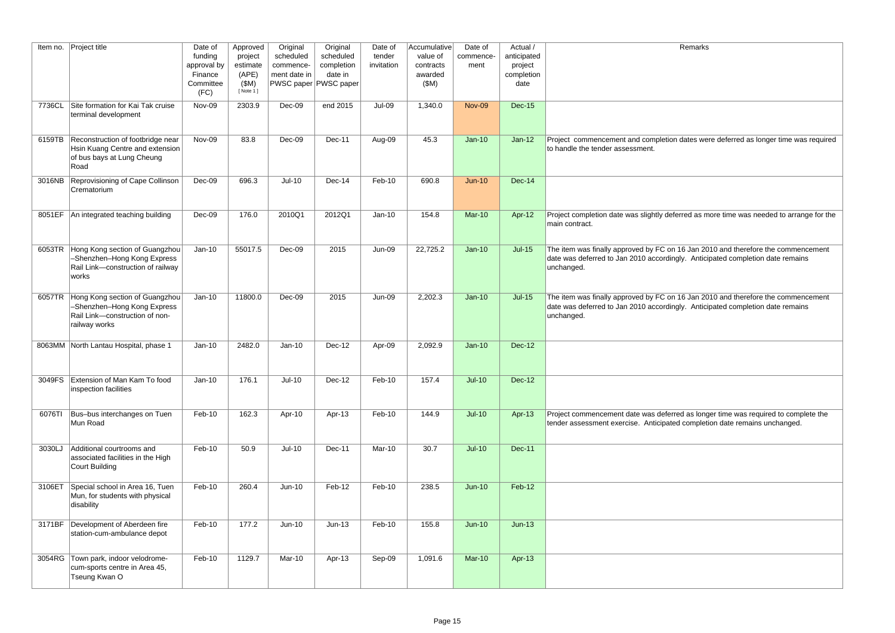| Item no. | Project title | Date of funding approval by Finance Committee (FC) | Approved project estimate (APE) ($M) [ Note 1 ] | Original scheduled commence-ment date in PWSC paper | Original scheduled completion date in PWSC paper | Date of tender invitation | Accumulative value of contracts awarded ($M) | Date of commence-ment | Actual / anticipated project completion date | Remarks |
|---|---|---|---|---|---|---|---|---|---|---|
| 7736CL | Site formation for Kai Tak cruise terminal development | Nov-09 | 2303.9 | Dec-09 | end 2015 | Jul-09 | 1,340.0 | Nov-09 | Dec-15 | |
| 6159TB | Reconstruction of footbridge near Hsin Kuang Centre and extension of bus bays at Lung Cheung Road | Nov-09 | 83.8 | Dec-09 | Dec-11 | Aug-09 | 45.3 | Jan-10 | Jan-12 | Project commencement and completion dates were deferred as longer time was required to handle the tender assessment. |
| 3016NB | Reprovisioning of Cape Collinson Crematorium | Dec-09 | 696.3 | Jul-10 | Dec-14 | Feb-10 | 690.8 | Jun-10 | Dec-14 | |
| 8051EF | An integrated teaching building | Dec-09 | 176.0 | 2010Q1 | 2012Q1 | Jan-10 | 154.8 | Mar-10 | Apr-12 | Project completion date was slightly deferred as more time was needed to arrange for the main contract. |
| 6053TR | Hong Kong section of Guangzhou–Shenzhen–Hong Kong Express Rail Link—construction of railway works | Jan-10 | 55017.5 | Dec-09 | 2015 | Jun-09 | 22,725.2 | Jan-10 | Jul-15 | The item was finally approved by FC on 16 Jan 2010 and therefore the commencement date was deferred to Jan 2010 accordingly. Anticipated completion date remains unchanged. |
| 6057TR | Hong Kong section of Guangzhou–Shenzhen–Hong Kong Express Rail Link—construction of non-railway works | Jan-10 | 11800.0 | Dec-09 | 2015 | Jun-09 | 2,202.3 | Jan-10 | Jul-15 | The item was finally approved by FC on 16 Jan 2010 and therefore the commencement date was deferred to Jan 2010 accordingly. Anticipated completion date remains unchanged. |
| 8063MM | North Lantau Hospital, phase 1 | Jan-10 | 2482.0 | Jan-10 | Dec-12 | Apr-09 | 2,092.9 | Jan-10 | Dec-12 | |
| 3049FS | Extension of Man Kam To food inspection facilities | Jan-10 | 176.1 | Jul-10 | Dec-12 | Feb-10 | 157.4 | Jul-10 | Dec-12 | |
| 6076TI | Bus–bus interchanges on Tuen Mun Road | Feb-10 | 162.3 | Apr-10 | Apr-13 | Feb-10 | 144.9 | Jul-10 | Apr-13 | Project commencement date was deferred as longer time was required to complete the tender assessment exercise. Anticipated completion date remains unchanged. |
| 3030LJ | Additional courtrooms and associated facilities in the High Court Building | Feb-10 | 50.9 | Jul-10 | Dec-11 | Mar-10 | 30.7 | Jul-10 | Dec-11 | |
| 3106ET | Special school in Area 16, Tuen Mun, for students with physical disability | Feb-10 | 260.4 | Jun-10 | Feb-12 | Feb-10 | 238.5 | Jun-10 | Feb-12 | |
| 3171BF | Development of Aberdeen fire station-cum-ambulance depot | Feb-10 | 177.2 | Jun-10 | Jun-13 | Feb-10 | 155.8 | Jun-10 | Jun-13 | |
| 3054RG | Town park, indoor velodrome-cum-sports centre in Area 45, Tseung Kwan O | Feb-10 | 1129.7 | Mar-10 | Apr-13 | Sep-09 | 1,091.6 | Mar-10 | Apr-13 | |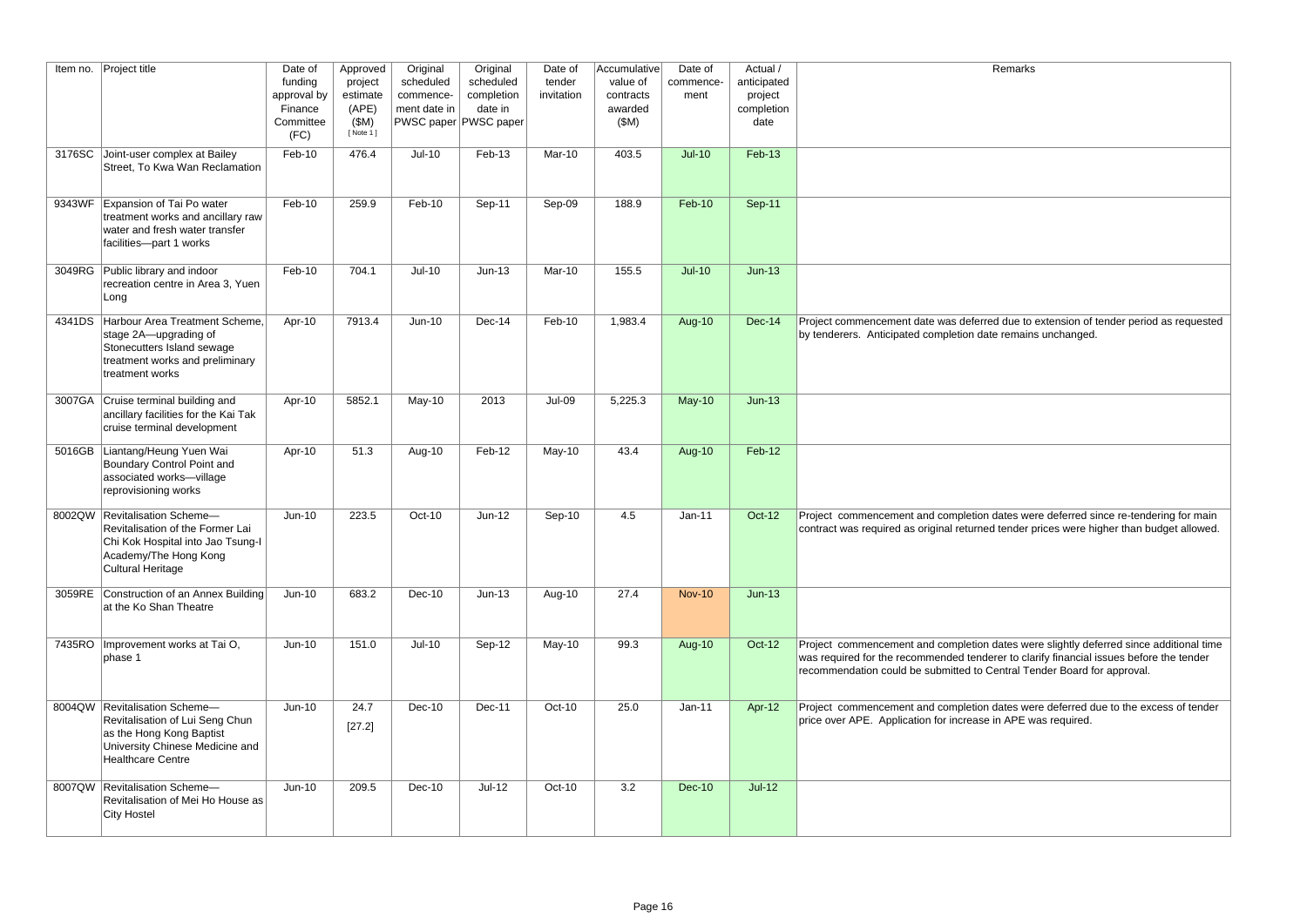| Item no. | Project title | Date of funding approval by Finance Committee (FC) | Approved project estimate (APE) ($M) [ Note 1 ] | Original scheduled commence-ment date in PWSC paper | Original scheduled completion date in PWSC paper | Date of tender invitation | Accumulative value of contracts awarded ($M) | Date of commence-ment | Actual / anticipated project completion date | Remarks |
|---|---|---|---|---|---|---|---|---|---|---|
| 3176SC | Joint-user complex at Bailey Street, To Kwa Wan Reclamation | Feb-10 | 476.4 | Jul-10 | Feb-13 | Mar-10 | 403.5 | Jul-10 | Feb-13 | |
| 9343WF | Expansion of Tai Po water treatment works and ancillary raw water and fresh water transfer facilities—part 1 works | Feb-10 | 259.9 | Feb-10 | Sep-11 | Sep-09 | 188.9 | Feb-10 | Sep-11 | |
| 3049RG | Public library and indoor recreation centre in Area 3, Yuen Long | Feb-10 | 704.1 | Jul-10 | Jun-13 | Mar-10 | 155.5 | Jul-10 | Jun-13 | |
| 4341DS | Harbour Area Treatment Scheme, stage 2A—upgrading of Stonecutters Island sewage treatment works and preliminary treatment works | Apr-10 | 7913.4 | Jun-10 | Dec-14 | Feb-10 | 1,983.4 | Aug-10 | Dec-14 | Project commencement date was deferred due to extension of tender period as requested by tenderers. Anticipated completion date remains unchanged. |
| 3007GA | Cruise terminal building and ancillary facilities for the Kai Tak cruise terminal development | Apr-10 | 5852.1 | May-10 | 2013 | Jul-09 | 5,225.3 | May-10 | Jun-13 | |
| 5016GB | Liantang/Heung Yuen Wai Boundary Control Point and associated works—village reprovisioning works | Apr-10 | 51.3 | Aug-10 | Feb-12 | May-10 | 43.4 | Aug-10 | Feb-12 | |
| 8002QW | Revitalisation Scheme—Revitalisation of the Former Lai Chi Kok Hospital into Jao Tsung-I Academy/The Hong Kong Cultural Heritage | Jun-10 | 223.5 | Oct-10 | Jun-12 | Sep-10 | 4.5 | Jan-11 | Oct-12 | Project commencement and completion dates were deferred since re-tendering for main contract was required as original returned tender prices were higher than budget allowed. |
| 3059RE | Construction of an Annex Building at the Ko Shan Theatre | Jun-10 | 683.2 | Dec-10 | Jun-13 | Aug-10 | 27.4 | Nov-10 | Jun-13 | |
| 7435RO | Improvement works at Tai O, phase 1 | Jun-10 | 151.0 | Jul-10 | Sep-12 | May-10 | 99.3 | Aug-10 | Oct-12 | Project commencement and completion dates were slightly deferred since additional time was required for the recommended tenderer to clarify financial issues before the tender recommendation could be submitted to Central Tender Board for approval. |
| 8004QW | Revitalisation Scheme—Revitalisation of Lui Seng Chun as the Hong Kong Baptist University Chinese Medicine and Healthcare Centre | Jun-10 | 24.7 [27.2] | Dec-10 | Dec-11 | Oct-10 | 25.0 | Jan-11 | Apr-12 | Project commencement and completion dates were deferred due to the excess of tender price over APE. Application for increase in APE was required. |
| 8007QW | Revitalisation Scheme—Revitalisation of Mei Ho House as City Hostel | Jun-10 | 209.5 | Dec-10 | Jul-12 | Oct-10 | 3.2 | Dec-10 | Jul-12 | |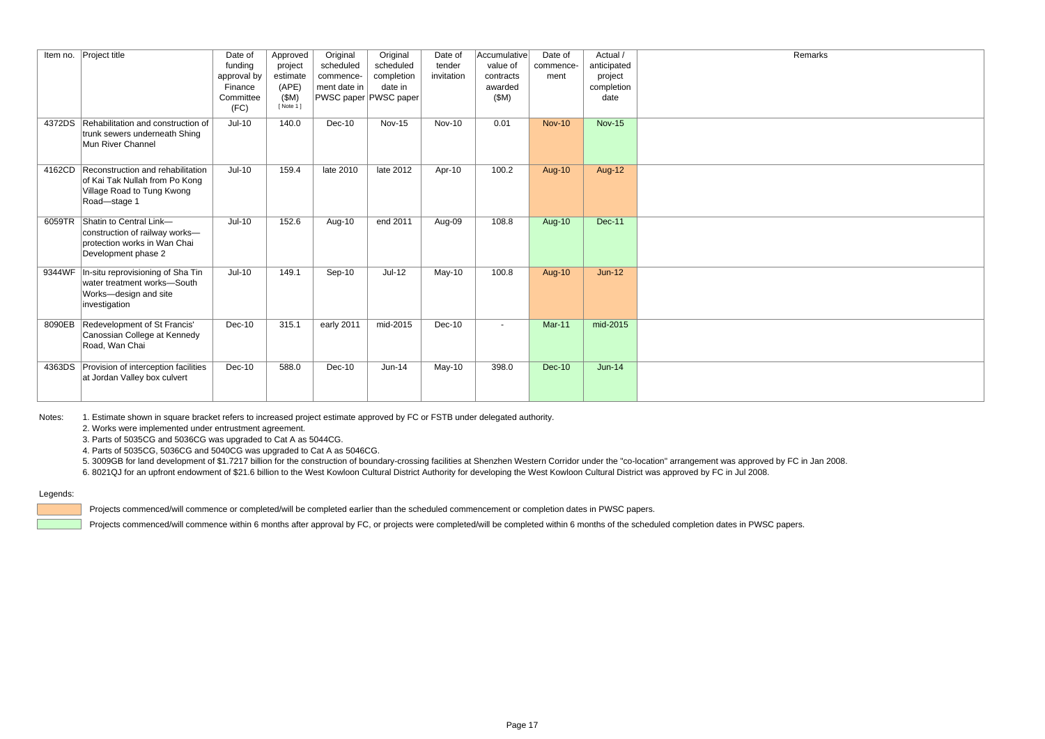| Item no. | Project title | Date of funding approval by Finance Committee (FC) | Approved project estimate (APE) ($M) [ Note 1 ] | Original scheduled commence-ment date in PWSC paper | Original scheduled completion date in PWSC paper | Date of tender invitation | Accumulative value of contracts awarded ($M) | Date of commence-ment | Actual / anticipated project completion date | Remarks |
|---|---|---|---|---|---|---|---|---|---|---|
| 4372DS | Rehabilitation and construction of trunk sewers underneath Shing Mun River Channel | Jul-10 | 140.0 | Dec-10 | Nov-15 | Nov-10 | 0.01 | Nov-10 | Nov-15 | |
| 4162CD | Reconstruction and rehabilitation of Kai Tak Nullah from Po Kong Village Road to Tung Kwong Road—stage 1 | Jul-10 | 159.4 | late 2010 | late 2012 | Apr-10 | 100.2 | Aug-10 | Aug-12 | |
| 6059TR | Shatin to Central Link—construction of railway works—protection works in Wan Chai Development phase 2 | Jul-10 | 152.6 | Aug-10 | end 2011 | Aug-09 | 108.8 | Aug-10 | Dec-11 | |
| 9344WF | In-situ reprovisioning of Sha Tin water treatment works—South Works—design and site investigation | Jul-10 | 149.1 | Sep-10 | Jul-12 | May-10 | 100.8 | Aug-10 | Jun-12 | |
| 8090EB | Redevelopment of St Francis' Canossian College at Kennedy Road, Wan Chai | Dec-10 | 315.1 | early 2011 | mid-2015 | Dec-10 | - | Mar-11 | mid-2015 | |
| 4363DS | Provision of interception facilities at Jordan Valley box culvert | Dec-10 | 588.0 | Dec-10 | Jun-14 | May-10 | 398.0 | Dec-10 | Jun-14 | |

Notes:
1. Estimate shown in square bracket refers to increased project estimate approved by FC or FSTB under delegated authority.
2. Works were implemented under entrustment agreement.
3. Parts of 5035CG and 5036CG was upgraded to Cat A as 5044CG.
4. Parts of 5035CG, 5036CG and 5040CG was upgraded to Cat A as 5046CG.
5. 3009GB for land development of $1.7217 billion for the construction of boundary-crossing facilities at Shenzhen Western Corridor under the "co-location" arrangement was approved by FC in Jan 2008.
6. 8021QJ for an upfront endowment of $21.6 billion to the West Kowloon Cultural District Authority for developing the West Kowloon Cultural District was approved by FC in Jul 2008.

Legends:

Projects commenced/will commence or completed/will be completed earlier than the scheduled commencement or completion dates in PWSC papers.

Projects commenced/will commence within 6 months after approval by FC, or projects were completed/will be completed within 6 months of the scheduled completion dates in PWSC papers.